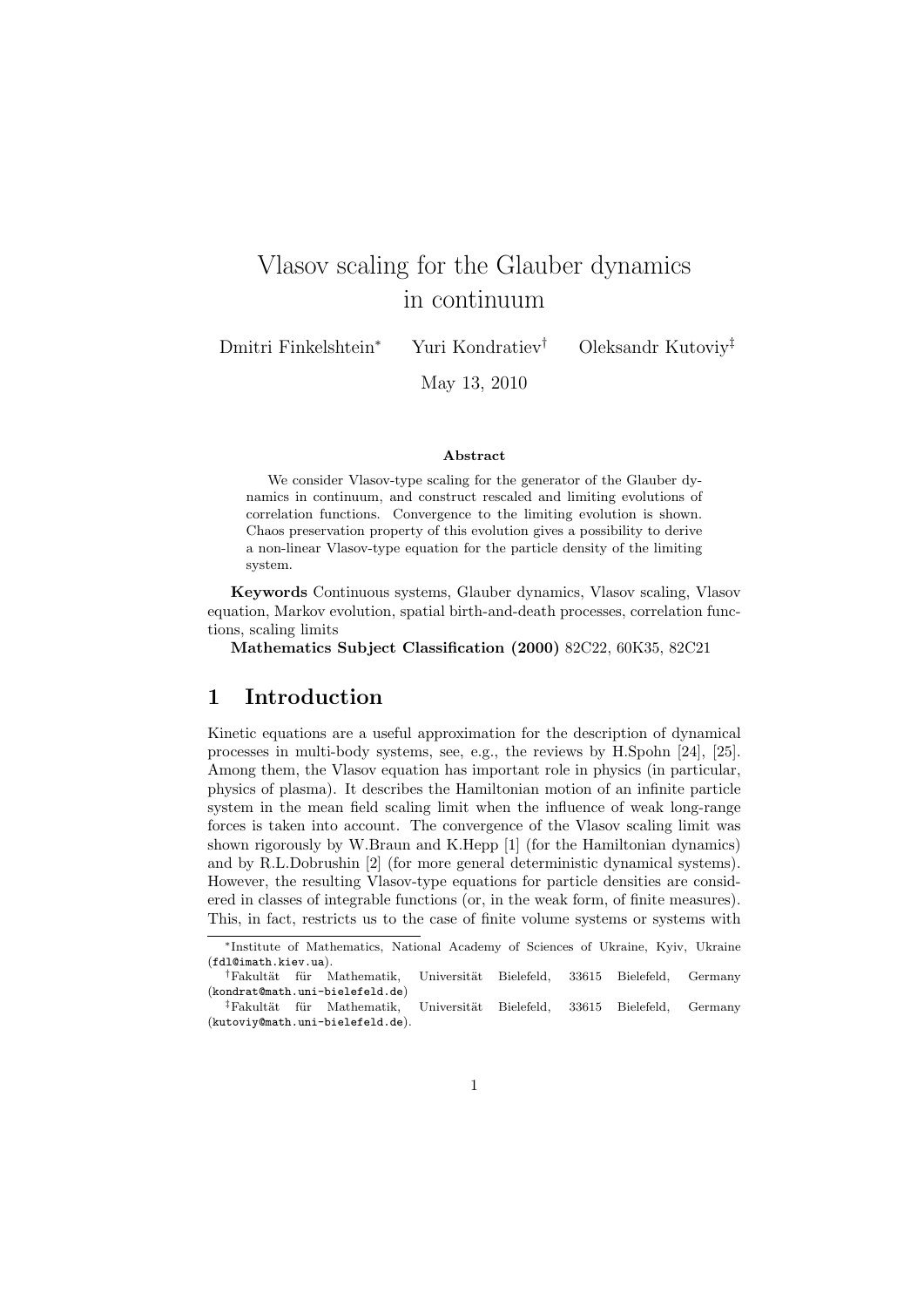# Vlasov scaling for the Glauber dynamics in continuum

Dmitri Finkelshtein[*] Yuri Kondratiev[†] Oleksandr Kutoviy[‡]

May 13, 2010

**Abstract**

We consider Vlasov-type scaling for the generator of the Glauber dynamics in continuum, and construct rescaled and limiting evolutions of correlation functions. Convergence to the limiting evolution is shown. Chaos preservation property of this evolution gives a possibility to derive a non-linear Vlasov-type equation for the particle density of the limiting system.

**Keywords** Continuous systems, Glauber dynamics, Vlasov scaling, Vlasov equation, Markov evolution, spatial birth-and-death processes, correlation functions, scaling limits

**Mathematics Subject Classification (2000)** 82C22, 60K35, 82C21

## 1 Introduction

Kinetic equations are a useful approximation for the description of dynamical processes in multi-body systems, see, e.g., the reviews by H.Spohn [24], [25]. Among them, the Vlasov equation has important role in physics (in particular, physics of plasma). It describes the Hamiltonian motion of an infinite particle system in the mean field scaling limit when the influence of weak long-range forces is taken into account. The convergence of the Vlasov scaling limit was shown rigorously by W.Braun and K.Hepp [1] (for the Hamiltonian dynamics) and by R.L.Dobrushin [2] (for more general deterministic dynamical systems). However, the resulting Vlasov-type equations for particle densities are considered in classes of integrable functions (or, in the weak form, of finite measures). This, in fact, restricts us to the case of finite volume systems or systems with

---

[*] Institute of Mathematics, National Academy of Sciences of Ukraine, Kyiv, Ukraine (fdl@imath.kiev.ua).

[†] Fakultät für Mathematik, Universität Bielefeld, 33615 Bielefeld, Germany (kondrat@math.uni-bielefeld.de)

[‡] Fakultät für Mathematik, Universität Bielefeld, 33615 Bielefeld, Germany (kutoviy@math.uni-bielefeld.de).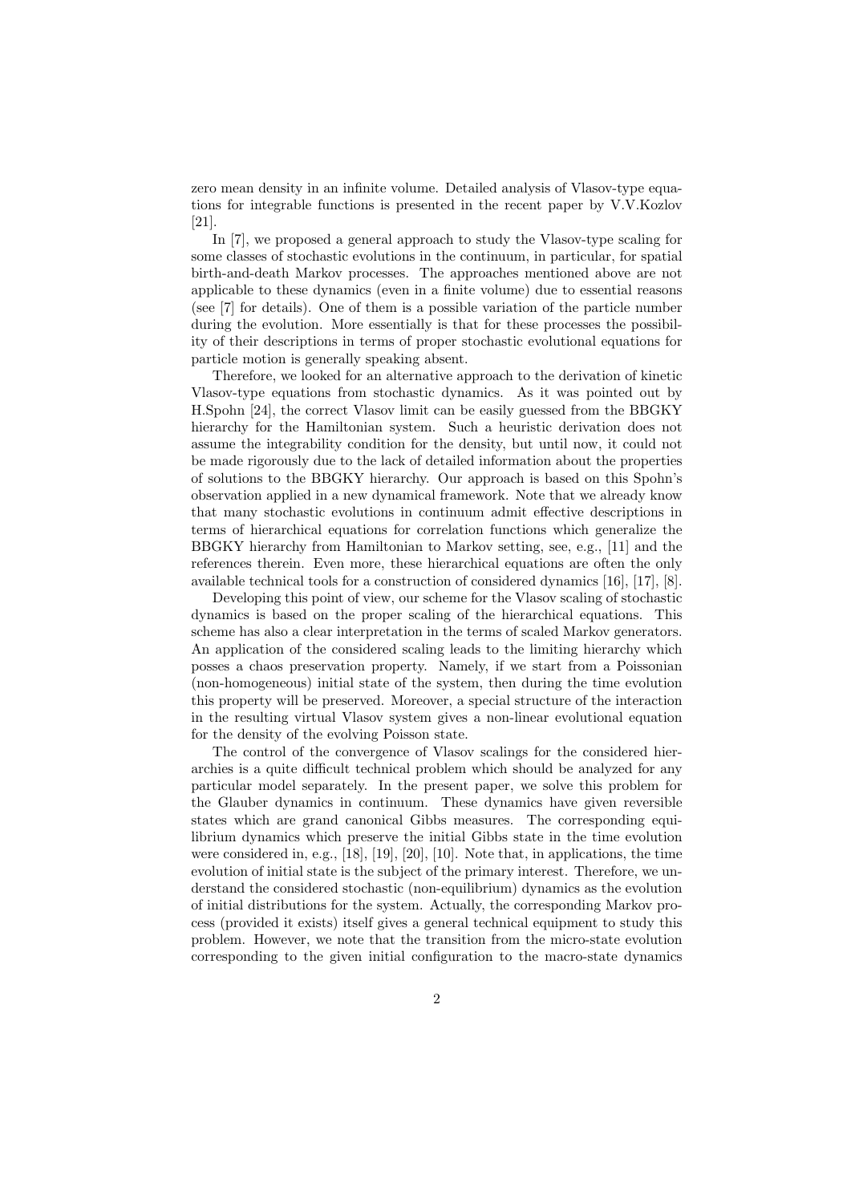zero mean density in an infinite volume. Detailed analysis of Vlasov-type equations for integrable functions is presented in the recent paper by V.V.Kozlov [21].

In [7], we proposed a general approach to study the Vlasov-type scaling for some classes of stochastic evolutions in the continuum, in particular, for spatial birth-and-death Markov processes. The approaches mentioned above are not applicable to these dynamics (even in a finite volume) due to essential reasons (see [7] for details). One of them is a possible variation of the particle number during the evolution. More essentially is that for these processes the possibility of their descriptions in terms of proper stochastic evolutional equations for particle motion is generally speaking absent.

Therefore, we looked for an alternative approach to the derivation of kinetic Vlasov-type equations from stochastic dynamics. As it was pointed out by H.Spohn [24], the correct Vlasov limit can be easily guessed from the BBGKY hierarchy for the Hamiltonian system. Such a heuristic derivation does not assume the integrability condition for the density, but until now, it could not be made rigorously due to the lack of detailed information about the properties of solutions to the BBGKY hierarchy. Our approach is based on this Spohn's observation applied in a new dynamical framework. Note that we already know that many stochastic evolutions in continuum admit effective descriptions in terms of hierarchical equations for correlation functions which generalize the BBGKY hierarchy from Hamiltonian to Markov setting, see, e.g., [11] and the references therein. Even more, these hierarchical equations are often the only available technical tools for a construction of considered dynamics [16], [17], [8].

Developing this point of view, our scheme for the Vlasov scaling of stochastic dynamics is based on the proper scaling of the hierarchical equations. This scheme has also a clear interpretation in the terms of scaled Markov generators. An application of the considered scaling leads to the limiting hierarchy which posses a chaos preservation property. Namely, if we start from a Poissonian (non-homogeneous) initial state of the system, then during the time evolution this property will be preserved. Moreover, a special structure of the interaction in the resulting virtual Vlasov system gives a non-linear evolutional equation for the density of the evolving Poisson state.

The control of the convergence of Vlasov scalings for the considered hierarchies is a quite difficult technical problem which should be analyzed for any particular model separately. In the present paper, we solve this problem for the Glauber dynamics in continuum. These dynamics have given reversible states which are grand canonical Gibbs measures. The corresponding equilibrium dynamics which preserve the initial Gibbs state in the time evolution were considered in, e.g., [18], [19], [20], [10]. Note that, in applications, the time evolution of initial state is the subject of the primary interest. Therefore, we understand the considered stochastic (non-equilibrium) dynamics as the evolution of initial distributions for the system. Actually, the corresponding Markov process (provided it exists) itself gives a general technical equipment to study this problem. However, we note that the transition from the micro-state evolution corresponding to the given initial configuration to the macro-state dynamics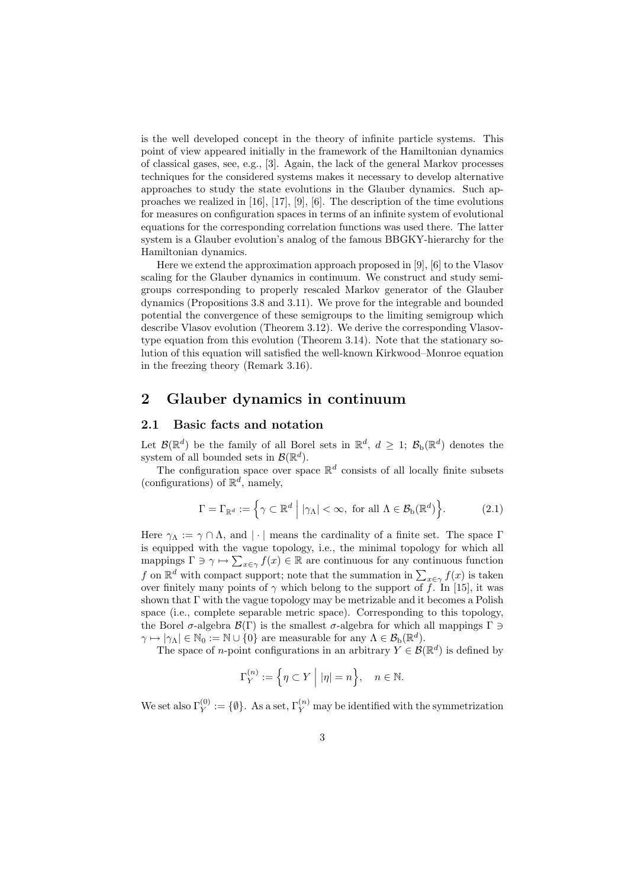is the well developed concept in the theory of infinite particle systems. This point of view appeared initially in the framework of the Hamiltonian dynamics of classical gases, see, e.g., [3]. Again, the lack of the general Markov processes techniques for the considered systems makes it necessary to develop alternative approaches to study the state evolutions in the Glauber dynamics. Such approaches we realized in [16], [17], [9], [6]. The description of the time evolutions for measures on configuration spaces in terms of an infinite system of evolutional equations for the corresponding correlation functions was used there. The latter system is a Glauber evolution's analog of the famous BBGKY-hierarchy for the Hamiltonian dynamics.

Here we extend the approximation approach proposed in [9], [6] to the Vlasov scaling for the Glauber dynamics in continuum. We construct and study semigroups corresponding to properly rescaled Markov generator of the Glauber dynamics (Propositions 3.8 and 3.11). We prove for the integrable and bounded potential the convergence of these semigroups to the limiting semigroup which describe Vlasov evolution (Theorem 3.12). We derive the corresponding Vlasov-type equation from this evolution (Theorem 3.14). Note that the stationary solution of this equation will satisfied the well-known Kirkwood–Monroe equation in the freezing theory (Remark 3.16).

## 2 Glauber dynamics in continuum

### 2.1 Basic facts and notation

Let $\mathcal{B}(\mathbb{R}^d)$ be the family of all Borel sets in $\mathbb{R}^d$, $d \geq 1$; $\mathcal{B}_{\mathrm{b}}(\mathbb{R}^d)$ denotes the system of all bounded sets in $\mathcal{B}(\mathbb{R}^d)$.

The configuration space over space $\mathbb{R}^d$ consists of all locally finite subsets (configurations) of $\mathbb{R}^d$, namely,

$$\Gamma = \Gamma_{\mathbb{R}^d} := \Big\{ \gamma \subset \mathbb{R}^d \;\Big|\; |\gamma_\Lambda| < \infty, \text{ for all } \Lambda \in \mathcal{B}_{\mathrm{b}}(\mathbb{R}^d) \Big\}. \tag{2.1}$$

Here $\gamma_\Lambda := \gamma \cap \Lambda$, and $|\cdot|$ means the cardinality of a finite set. The space $\Gamma$ is equipped with the vague topology, i.e., the minimal topology for which all mappings $\Gamma \ni \gamma \mapsto \sum_{x\in\gamma} f(x) \in \mathbb{R}$ are continuous for any continuous function $f$ on $\mathbb{R}^d$ with compact support; note that the summation in $\sum_{x\in\gamma} f(x)$ is taken over finitely many points of $\gamma$ which belong to the support of $f$. In [15], it was shown that $\Gamma$ with the vague topology may be metrizable and it becomes a Polish space (i.e., complete separable metric space). Corresponding to this topology, the Borel $\sigma$-algebra $\mathcal{B}(\Gamma)$ is the smallest $\sigma$-algebra for which all mappings $\Gamma \ni \gamma \mapsto |\gamma_\Lambda| \in \mathbb{N}_0 := \mathbb{N} \cup \{0\}$ are measurable for any $\Lambda \in \mathcal{B}_{\mathrm{b}}(\mathbb{R}^d)$.

The space of $n$-point configurations in an arbitrary $Y \in \mathcal{B}(\mathbb{R}^d)$ is defined by

$$\Gamma_Y^{(n)} := \Big\{ \eta \subset Y \;\Big|\; |\eta| = n \Big\}, \quad n \in \mathbb{N}.$$

We set also $\Gamma_Y^{(0)} := \{\emptyset\}$. As a set, $\Gamma_Y^{(n)}$ may be identified with the symmetrization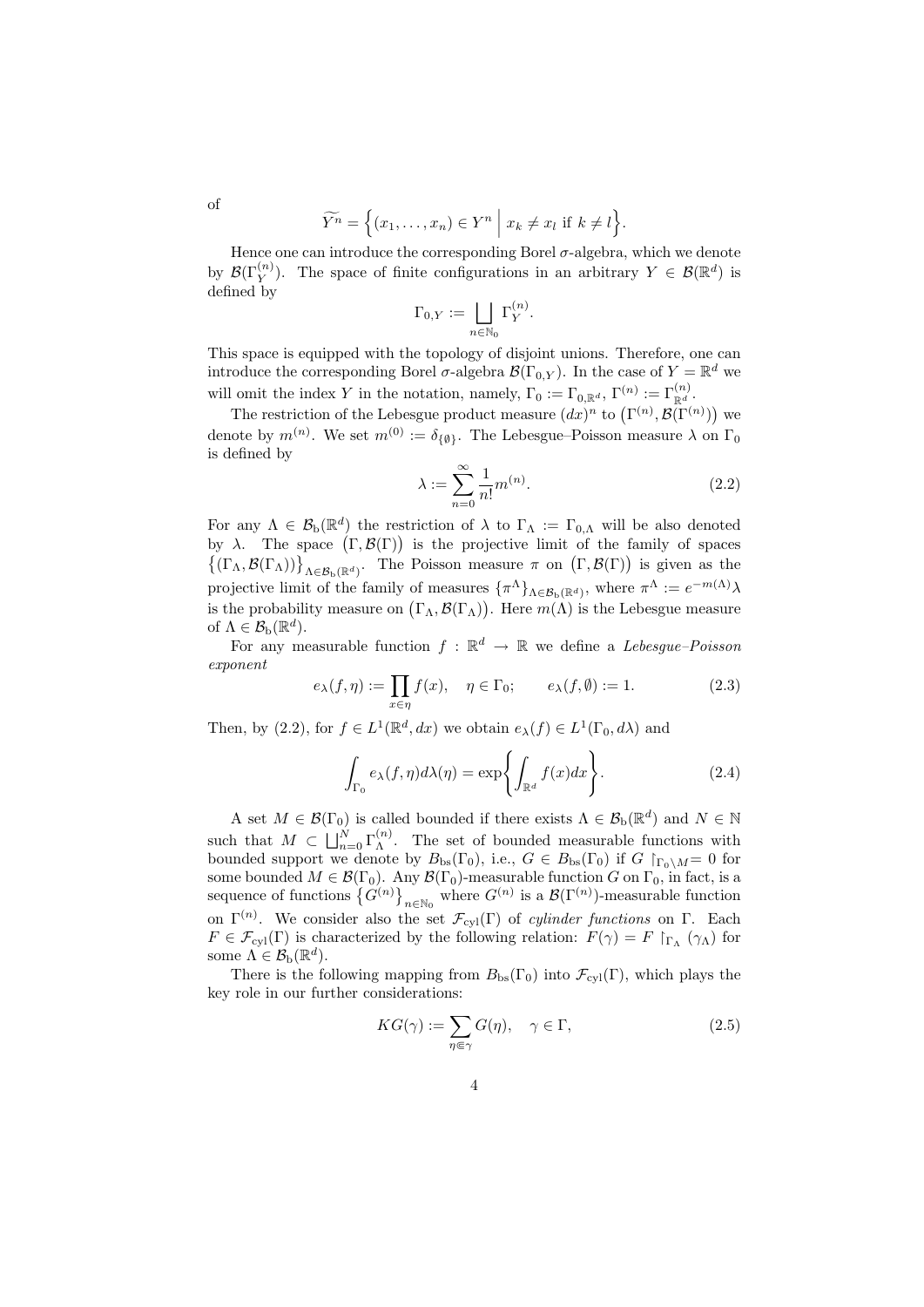of

$$\widetilde{Y^n} = \Big\{ (x_1, \ldots, x_n) \in Y^n \ \Big|\ x_k \neq x_l \text{ if } k \neq l \Big\}.$$

Hence one can introduce the corresponding Borel $\sigma$-algebra, which we denote by $\mathcal{B}(\Gamma_Y^{(n)})$. The space of finite configurations in an arbitrary $Y \in \mathcal{B}(\mathbb{R}^d)$ is defined by

$$\Gamma_{0,Y} := \bigsqcup_{n \in \mathbb{N}_0} \Gamma_Y^{(n)}.$$

This space is equipped with the topology of disjoint unions. Therefore, one can introduce the corresponding Borel $\sigma$-algebra $\mathcal{B}(\Gamma_{0,Y})$. In the case of $Y = \mathbb{R}^d$ we will omit the index $Y$ in the notation, namely, $\Gamma_0 := \Gamma_{0,\mathbb{R}^d}$, $\Gamma^{(n)} := \Gamma_{\mathbb{R}^d}^{(n)}$.

The restriction of the Lebesgue product measure $(dx)^n$ to $\big(\Gamma^{(n)}, \mathcal{B}(\Gamma^{(n)})\big)$ we denote by $m^{(n)}$. We set $m^{(0)} := \delta_{\{\emptyset\}}$. The Lebesgue–Poisson measure $\lambda$ on $\Gamma_0$ is defined by

$$\lambda := \sum_{n=0}^{\infty} \frac{1}{n!} m^{(n)}. \tag{2.2}$$

For any $\Lambda \in \mathcal{B}_{\mathrm{b}}(\mathbb{R}^d)$ the restriction of $\lambda$ to $\Gamma_\Lambda := \Gamma_{0,\Lambda}$ will be also denoted by $\lambda$. The space $\big(\Gamma, \mathcal{B}(\Gamma)\big)$ is the projective limit of the family of spaces $\big\{(\Gamma_\Lambda, \mathcal{B}(\Gamma_\Lambda))\big\}_{\Lambda \in \mathcal{B}_{\mathrm{b}}(\mathbb{R}^d)}$. The Poisson measure $\pi$ on $\big(\Gamma, \mathcal{B}(\Gamma)\big)$ is given as the projective limit of the family of measures $\{\pi^\Lambda\}_{\Lambda \in \mathcal{B}_{\mathrm{b}}(\mathbb{R}^d)}$, where $\pi^\Lambda := e^{-m(\Lambda)}\lambda$ is the probability measure on $\big(\Gamma_\Lambda, \mathcal{B}(\Gamma_\Lambda)\big)$. Here $m(\Lambda)$ is the Lebesgue measure of $\Lambda \in \mathcal{B}_{\mathrm{b}}(\mathbb{R}^d)$.

For any measurable function $f : \mathbb{R}^d \to \mathbb{R}$ we define a *Lebesgue–Poisson exponent*

$$e_\lambda(f, \eta) := \prod_{x \in \eta} f(x), \quad \eta \in \Gamma_0; \qquad e_\lambda(f, \emptyset) := 1. \tag{2.3}$$

Then, by (2.2), for $f \in L^1(\mathbb{R}^d, dx)$ we obtain $e_\lambda(f) \in L^1(\Gamma_0, d\lambda)$ and

$$\int_{\Gamma_0} e_\lambda(f, \eta) d\lambda(\eta) = \exp\Bigg\{ \int_{\mathbb{R}^d} f(x) dx \Bigg\}. \tag{2.4}$$

A set $M \in \mathcal{B}(\Gamma_0)$ is called bounded if there exists $\Lambda \in \mathcal{B}_{\mathrm{b}}(\mathbb{R}^d)$ and $N \in \mathbb{N}$ such that $M \subset \bigsqcup_{n=0}^{N} \Gamma_\Lambda^{(n)}$. The set of bounded measurable functions with bounded support we denote by $B_{\mathrm{bs}}(\Gamma_0)$, i.e., $G \in B_{\mathrm{bs}}(\Gamma_0)$ if $G \restriction_{\Gamma_0 \setminus M} = 0$ for some bounded $M \in \mathcal{B}(\Gamma_0)$. Any $\mathcal{B}(\Gamma_0)$-measurable function $G$ on $\Gamma_0$, in fact, is a sequence of functions $\big\{G^{(n)}\big\}_{n \in \mathbb{N}_0}$ where $G^{(n)}$ is a $\mathcal{B}(\Gamma^{(n)})$-measurable function on $\Gamma^{(n)}$. We consider also the set $\mathcal{F}_{\mathrm{cyl}}(\Gamma)$ of *cylinder functions* on $\Gamma$. Each $F \in \mathcal{F}_{\mathrm{cyl}}(\Gamma)$ is characterized by the following relation: $F(\gamma) = F \restriction_{\Gamma_\Lambda} (\gamma_\Lambda)$ for some $\Lambda \in \mathcal{B}_{\mathrm{b}}(\mathbb{R}^d)$.

There is the following mapping from $B_{\mathrm{bs}}(\Gamma_0)$ into $\mathcal{F}_{\mathrm{cyl}}(\Gamma)$, which plays the key role in our further considerations:

$$KG(\gamma) := \sum_{\eta \Subset \gamma} G(\eta), \quad \gamma \in \Gamma, \tag{2.5}$$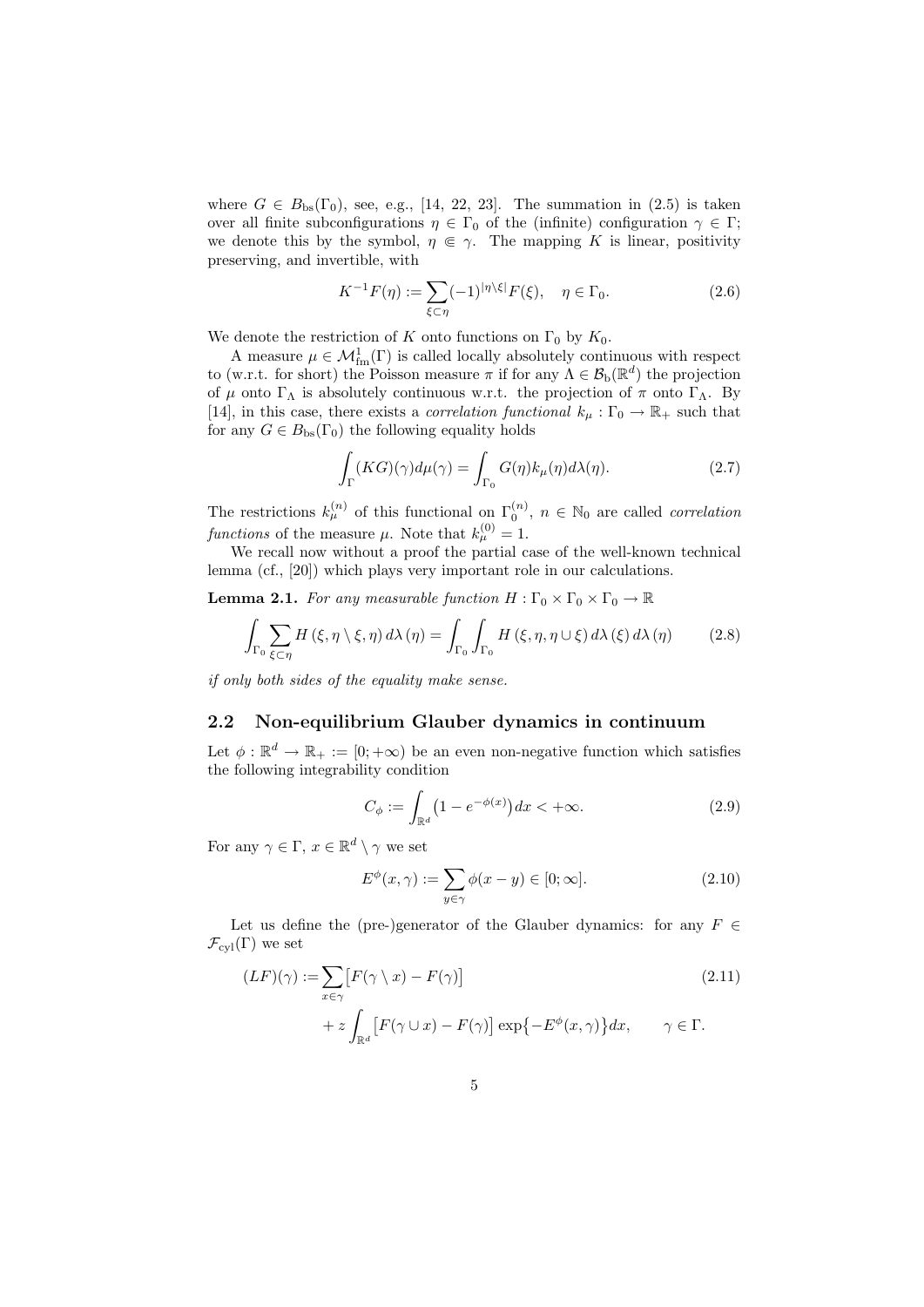where $G \in B_{\mathrm{bs}}(\Gamma_0)$, see, e.g., [14, 22, 23]. The summation in (2.5) is taken over all finite subconfigurations $\eta \in \Gamma_0$ of the (infinite) configuration $\gamma \in \Gamma$; we denote this by the symbol, $\eta \Subset \gamma$. The mapping $K$ is linear, positivity preserving, and invertible, with

$$K^{-1}F(\eta) := \sum_{\xi \subset \eta} (-1)^{|\eta \setminus \xi|} F(\xi), \quad \eta \in \Gamma_0. \tag{2.6}$$

We denote the restriction of $K$ onto functions on $\Gamma_0$ by $K_0$.

A measure $\mu \in \mathcal{M}^1_{\mathrm{fm}}(\Gamma)$ is called locally absolutely continuous with respect to (w.r.t. for short) the Poisson measure $\pi$ if for any $\Lambda \in \mathcal{B}_{\mathrm{b}}(\mathbb{R}^d)$ the projection of $\mu$ onto $\Gamma_\Lambda$ is absolutely continuous w.r.t. the projection of $\pi$ onto $\Gamma_\Lambda$. By [14], in this case, there exists a *correlation functional* $k_\mu : \Gamma_0 \to \mathbb{R}_+$ such that for any $G \in B_{\mathrm{bs}}(\Gamma_0)$ the following equality holds

$$\int_\Gamma (KG)(\gamma) d\mu(\gamma) = \int_{\Gamma_0} G(\eta) k_\mu(\eta) d\lambda(\eta). \tag{2.7}$$

The restrictions $k_\mu^{(n)}$ of this functional on $\Gamma_0^{(n)}$, $n \in \mathbb{N}_0$ are called *correlation functions* of the measure $\mu$. Note that $k_\mu^{(0)} = 1$.

We recall now without a proof the partial case of the well-known technical lemma (cf., [20]) which plays very important role in our calculations.

**Lemma 2.1.** *For any measurable function $H : \Gamma_0 \times \Gamma_0 \times \Gamma_0 \to \mathbb{R}$*

$$\int_{\Gamma_0} \sum_{\xi \subset \eta} H(\xi, \eta \setminus \xi, \eta) \, d\lambda(\eta) = \int_{\Gamma_0} \int_{\Gamma_0} H(\xi, \eta, \eta \cup \xi) \, d\lambda(\xi) \, d\lambda(\eta) \tag{2.8}$$

*if only both sides of the equality make sense.*

## 2.2 Non-equilibrium Glauber dynamics in continuum

Let $\phi : \mathbb{R}^d \to \mathbb{R}_+ := [0; +\infty)$ be an even non-negative function which satisfies the following integrability condition

$$C_\phi := \int_{\mathbb{R}^d} \big(1 - e^{-\phi(x)}\big) dx < +\infty. \tag{2.9}$$

For any $\gamma \in \Gamma$, $x \in \mathbb{R}^d \setminus \gamma$ we set

$$E^\phi(x, \gamma) := \sum_{y \in \gamma} \phi(x - y) \in [0; \infty]. \tag{2.10}$$

Let us define the (pre-)generator of the Glauber dynamics: for any $F \in \mathcal{F}_{\mathrm{cyl}}(\Gamma)$ we set

$$\begin{aligned}(LF)(\gamma) :=& \sum_{x \in \gamma} \big[F(\gamma \setminus x) - F(\gamma)\big] \\ &+ z \int_{\mathbb{R}^d} \big[F(\gamma \cup x) - F(\gamma)\big] \exp\big\{-E^\phi(x, \gamma)\big\} dx, \qquad \gamma \in \Gamma.\end{aligned} \tag{2.11}$$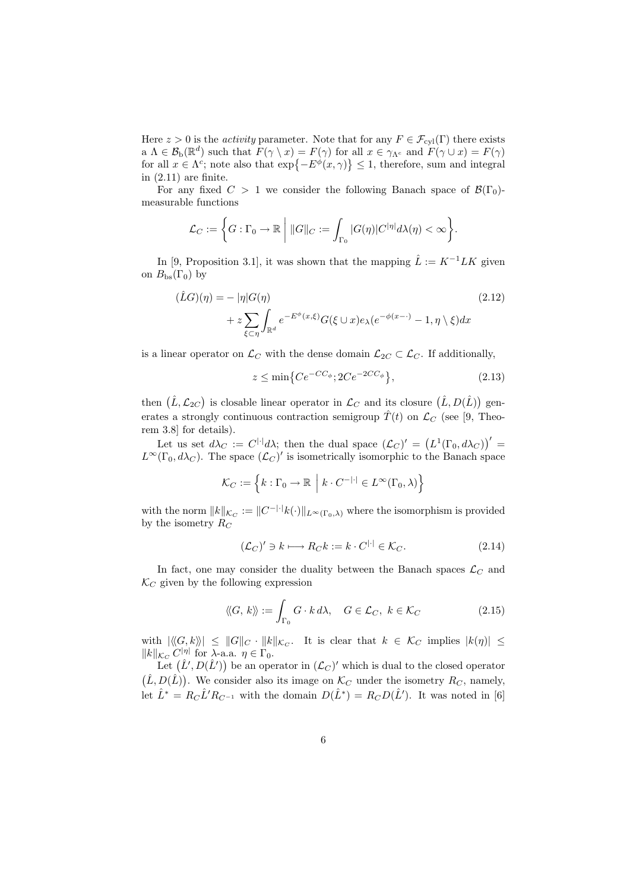Here $z > 0$ is the *activity* parameter. Note that for any $F \in \mathcal{F}_{\rm cyl}(\Gamma)$ there exists a $\Lambda \in \mathcal{B}_{\rm b}(\mathbb{R}^d)$ such that $F(\gamma \setminus x) = F(\gamma)$ for all $x \in \gamma_{\Lambda^c}$ and $F(\gamma \cup x) = F(\gamma)$ for all $x \in \Lambda^c$; note also that $\exp\bigl\{-E^\phi(x,\gamma)\bigr\} \le 1$, therefore, sum and integral in (2.11) are finite.

For any fixed $C > 1$ we consider the following Banach space of $\mathcal{B}(\Gamma_0)$-measurable functions

$$
\mathcal{L}_C := \biggl\{ G : \Gamma_0 \to \mathbb{R} \;\bigg|\; \|G\|_C := \int_{\Gamma_0} |G(\eta)| C^{|\eta|} d\lambda(\eta) < \infty \biggr\}.
$$

In [9, Proposition 3.1], it was shown that the mapping $\hat{L} := K^{-1}LK$ given on $B_{\rm bs}(\Gamma_0)$ by

$$
\begin{aligned}
(\hat{L}G)(\eta) = &- |\eta| G(\eta) \\
&+ z \sum_{\xi \subset \eta} \int_{\mathbb{R}^d} e^{-E^\phi(x,\xi)} G(\xi \cup x) e_\lambda(e^{-\phi(x-\cdot)} - 1, \eta \setminus \xi) dx
\end{aligned}
\tag{2.12}
$$

is a linear operator on $\mathcal{L}_C$ with the dense domain $\mathcal{L}_{2C} \subset \mathcal{L}_C$. If additionally,

$$
z \le \min\bigl\{ C e^{-CC_\phi}; 2Ce^{-2CC_\phi} \bigr\}, \tag{2.13}
$$

then $\bigl(\hat{L}, \mathcal{L}_{2C}\bigr)$ is closable linear operator in $\mathcal{L}_C$ and its closure $\bigl(\hat{L}, D(\hat{L})\bigr)$ generates a strongly continuous contraction semigroup $\hat{T}(t)$ on $\mathcal{L}_C$ (see [9, Theorem 3.8] for details).

Let us set $d\lambda_C := C^{|\cdot|} d\lambda$; then the dual space $(\mathcal{L}_C)' = \bigl(L^1(\Gamma_0, d\lambda_C)\bigr)' = L^\infty(\Gamma_0, d\lambda_C)$. The space $(\mathcal{L}_C)'$ is isometrically isomorphic to the Banach space

$$
\mathcal{K}_C := \Bigl\{ k : \Gamma_0 \to \mathbb{R} \;\Big|\; k \cdot C^{-|\cdot|} \in L^\infty(\Gamma_0, \lambda) \Bigr\}
$$

with the norm $\|k\|_{\mathcal{K}_C} := \|C^{-|\cdot|} k(\cdot)\|_{L^\infty(\Gamma_0,\lambda)}$ where the isomorphism is provided by the isometry $R_C$

$$
(\mathcal{L}_C)' \ni k \longmapsto R_C k := k \cdot C^{|\cdot|} \in \mathcal{K}_C. \tag{2.14}
$$

In fact, one may consider the duality between the Banach spaces $\mathcal{L}_C$ and $\mathcal{K}_C$ given by the following expression

$$
\langle\!\langle G, k \rangle\!\rangle := \int_{\Gamma_0} G \cdot k \, d\lambda, \quad G \in \mathcal{L}_C, \; k \in \mathcal{K}_C \tag{2.15}
$$

with $|\langle\!\langle G, k \rangle\!\rangle| \le \|G\|_C \cdot \|k\|_{\mathcal{K}_C}$. It is clear that $k \in \mathcal{K}_C$ implies $|k(\eta)| \le \|k\|_{\mathcal{K}_C} C^{|\eta|}$ for $\lambda$-a.a. $\eta \in \Gamma_0$.

Let $\bigl(\hat{L}', D(\hat{L}')\bigr)$ be an operator in $(\mathcal{L}_C)'$ which is dual to the closed operator $\bigl(\hat{L}, D(\hat{L})\bigr)$. We consider also its image on $\mathcal{K}_C$ under the isometry $R_C$, namely, let $\hat{L}^* = R_C \hat{L}' R_{C^{-1}}$ with the domain $D(\hat{L}^*) = R_C D(\hat{L}')$. It was noted in [6]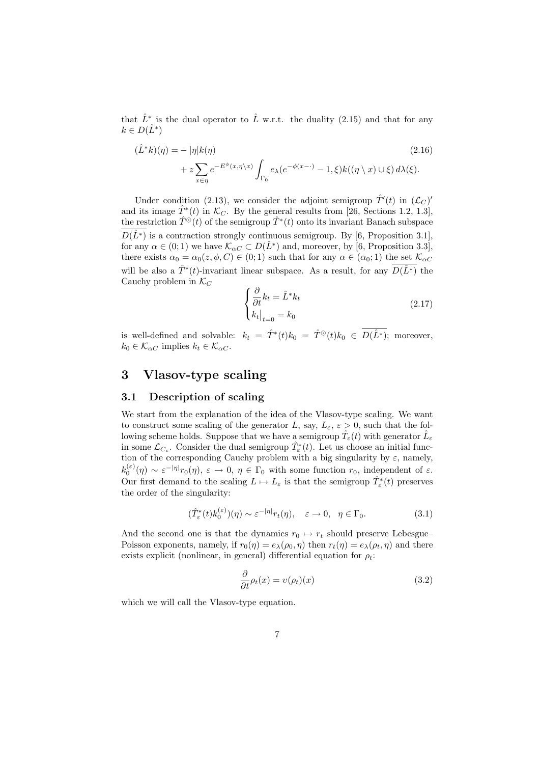that $\hat{L}^*$ is the dual operator to $\hat{L}$ w.r.t. the duality (2.15) and that for any $k \in D(\hat{L}^*)$

$$
\begin{aligned}
(\hat{L}^* k)(\eta) = &- |\eta| k(\eta) \\
&+ z \sum_{x \in \eta} e^{-E^\phi(x, \eta \setminus x)} \int_{\Gamma_0} e_\lambda(e^{-\phi(x-\cdot)} - 1, \xi) k((\eta \setminus x) \cup \xi) \, d\lambda(\xi).
\end{aligned}
\tag{2.16}
$$

Under condition (2.13), we consider the adjoint semigroup $\hat{T}'(t)$ in $(\mathcal{L}_C)'$ and its image $\hat{T}^*(t)$ in $\mathcal{K}_C$. By the general results from [26, Sections 1.2, 1.3], the restriction $\hat{T}^\odot(t)$ of the semigroup $\hat{T}^*(t)$ onto its invariant Banach subspace $\overline{D(\hat{L}^*)}$ is a contraction strongly continuous semigroup. By [6, Proposition 3.1], for any $\alpha \in (0;1)$ we have $\mathcal{K}_{\alpha C} \subset D(\hat{L}^*)$ and, moreover, by [6, Proposition 3.3], there exists $\alpha_0 = \alpha_0(z, \phi, C) \in (0;1)$ such that for any $\alpha \in (\alpha_0;1)$ the set $\mathcal{K}_{\alpha C}$ will be also a $\hat{T}^*(t)$-invariant linear subspace. As a result, for any $\overline{D(\hat{L}^*)}$ the Cauchy problem in $\mathcal{K}_C$

$$
\begin{cases}
\dfrac{\partial}{\partial t} k_t = \hat{L}^* k_t \\
k_t\big|_{t=0} = k_0
\end{cases}
\tag{2.17}
$$

is well-defined and solvable: $k_t = \hat{T}^*(t) k_0 = \hat{T}^\odot(t) k_0 \in \overline{D(\hat{L}^*)}$; moreover, $k_0 \in \mathcal{K}_{\alpha C}$ implies $k_t \in \mathcal{K}_{\alpha C}$.

# 3 Vlasov-type scaling

## 3.1 Description of scaling

We start from the explanation of the idea of the Vlasov-type scaling. We want to construct some scaling of the generator $L$, say, $L_\varepsilon$, $\varepsilon > 0$, such that the following scheme holds. Suppose that we have a semigroup $\hat{T}_\varepsilon(t)$ with generator $\hat{L}_\varepsilon$ in some $\mathcal{L}_{C_\varepsilon}$. Consider the dual semigroup $\hat{T}^*_\varepsilon(t)$. Let us choose an initial function of the corresponding Cauchy problem with a big singularity by $\varepsilon$, namely, $k_0^{(\varepsilon)}(\eta) \sim \varepsilon^{-|\eta|} r_0(\eta)$, $\varepsilon \to 0$, $\eta \in \Gamma_0$ with some function $r_0$, independent of $\varepsilon$. Our first demand to the scaling $L \mapsto L_\varepsilon$ is that the semigroup $\hat{T}^*_\varepsilon(t)$ preserves the order of the singularity:

$$
(\hat{T}^*_\varepsilon(t) k_0^{(\varepsilon)})(\eta) \sim \varepsilon^{-|\eta|} r_t(\eta), \quad \varepsilon \to 0, \quad \eta \in \Gamma_0.
\tag{3.1}
$$

And the second one is that the dynamics $r_0 \mapsto r_t$ should preserve Lebesgue–Poisson exponents, namely, if $r_0(\eta) = e_\lambda(\rho_0, \eta)$ then $r_t(\eta) = e_\lambda(\rho_t, \eta)$ and there exists explicit (nonlinear, in general) differential equation for $\rho_t$:

$$
\frac{\partial}{\partial t} \rho_t(x) = \upsilon(\rho_t)(x)
\tag{3.2}
$$

which we will call the Vlasov-type equation.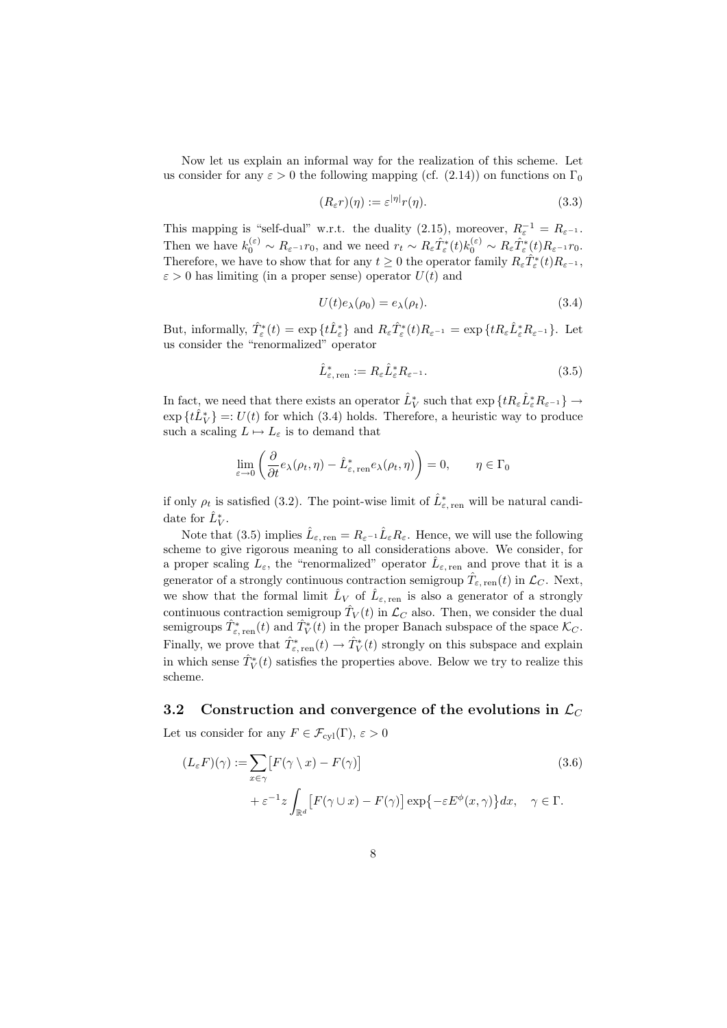Now let us explain an informal way for the realization of this scheme. Let us consider for any $\varepsilon > 0$ the following mapping (cf. (2.14)) on functions on $\Gamma_0$

$$(R_\varepsilon r)(\eta) := \varepsilon^{|\eta|} r(\eta). \tag{3.3}$$

This mapping is "self-dual" w.r.t. the duality (2.15), moreover, $R_\varepsilon^{-1} = R_{\varepsilon^{-1}}$. Then we have $k_0^{(\varepsilon)} \sim R_{\varepsilon^{-1}} r_0$, and we need $r_t \sim R_\varepsilon \hat{T}_\varepsilon^*(t) k_0^{(\varepsilon)} \sim R_\varepsilon \hat{T}_\varepsilon^*(t) R_{\varepsilon^{-1}} r_0$. Therefore, we have to show that for any $t \geq 0$ the operator family $R_\varepsilon \hat{T}_\varepsilon^*(t) R_{\varepsilon^{-1}}$, $\varepsilon > 0$ has limiting (in a proper sense) operator $U(t)$ and

$$U(t) e_\lambda(\rho_0) = e_\lambda(\rho_t). \tag{3.4}$$

But, informally, $\hat{T}_\varepsilon^*(t) = \exp\{t\hat{L}_\varepsilon^*\}$ and $R_\varepsilon \hat{T}_\varepsilon^*(t) R_{\varepsilon^{-1}} = \exp\{tR_\varepsilon \hat{L}_\varepsilon^* R_{\varepsilon^{-1}}\}$. Let us consider the "renormalized" operator

$$\hat{L}_{\varepsilon,\,\mathrm{ren}}^* := R_\varepsilon \hat{L}_\varepsilon^* R_{\varepsilon^{-1}}. \tag{3.5}$$

In fact, we need that there exists an operator $\hat{L}_V^*$ such that $\exp\{tR_\varepsilon \hat{L}_\varepsilon^* R_{\varepsilon^{-1}}\} \to \exp\{t\hat{L}_V^*\} =: U(t)$ for which (3.4) holds. Therefore, a heuristic way to produce such a scaling $L \mapsto L_\varepsilon$ is to demand that

$$\lim_{\varepsilon\to 0}\left(\frac{\partial}{\partial t} e_\lambda(\rho_t, \eta) - \hat{L}_{\varepsilon,\,\mathrm{ren}}^* e_\lambda(\rho_t, \eta)\right) = 0, \qquad \eta \in \Gamma_0$$

if only $\rho_t$ is satisfied (3.2). The point-wise limit of $\hat{L}_{\varepsilon,\,\mathrm{ren}}^*$ will be natural candidate for $\hat{L}_V^*$.

Note that (3.5) implies $\hat{L}_{\varepsilon,\,\mathrm{ren}} = R_{\varepsilon^{-1}} \hat{L}_\varepsilon R_\varepsilon$. Hence, we will use the following scheme to give rigorous meaning to all considerations above. We consider, for a proper scaling $L_\varepsilon$, the "renormalized" operator $\hat{L}_{\varepsilon,\,\mathrm{ren}}$ and prove that it is a generator of a strongly continuous contraction semigroup $\hat{T}_{\varepsilon,\,\mathrm{ren}}(t)$ in $\mathcal{L}_C$. Next, we show that the formal limit $\hat{L}_V$ of $\hat{L}_{\varepsilon,\,\mathrm{ren}}$ is also a generator of a strongly continuous contraction semigroup $\hat{T}_V(t)$ in $\mathcal{L}_C$ also. Then, we consider the dual semigroups $\hat{T}_{\varepsilon,\,\mathrm{ren}}^*(t)$ and $\hat{T}_V^*(t)$ in the proper Banach subspace of the space $\mathcal{K}_C$. Finally, we prove that $\hat{T}_{\varepsilon,\,\mathrm{ren}}^*(t) \to \hat{T}_V^*(t)$ strongly on this subspace and explain in which sense $\hat{T}_V^*(t)$ satisfies the properties above. Below we try to realize this scheme.

## 3.2 Construction and convergence of the evolutions in $\mathcal{L}_C$

Let us consider for any $F \in \mathcal{F}_{\mathrm{cyl}}(\Gamma)$, $\varepsilon > 0$

$$\begin{aligned}(L_\varepsilon F)(\gamma) :=& \sum_{x\in\gamma}\bigl[F(\gamma\setminus x) - F(\gamma)\bigr] \\ &+ \varepsilon^{-1} z \int_{\mathbb{R}^d}\bigl[F(\gamma\cup x) - F(\gamma)\bigr]\exp\bigl\{-\varepsilon E^\phi(x,\gamma)\bigr\}dx, \quad \gamma\in\Gamma.\end{aligned} \tag{3.6}$$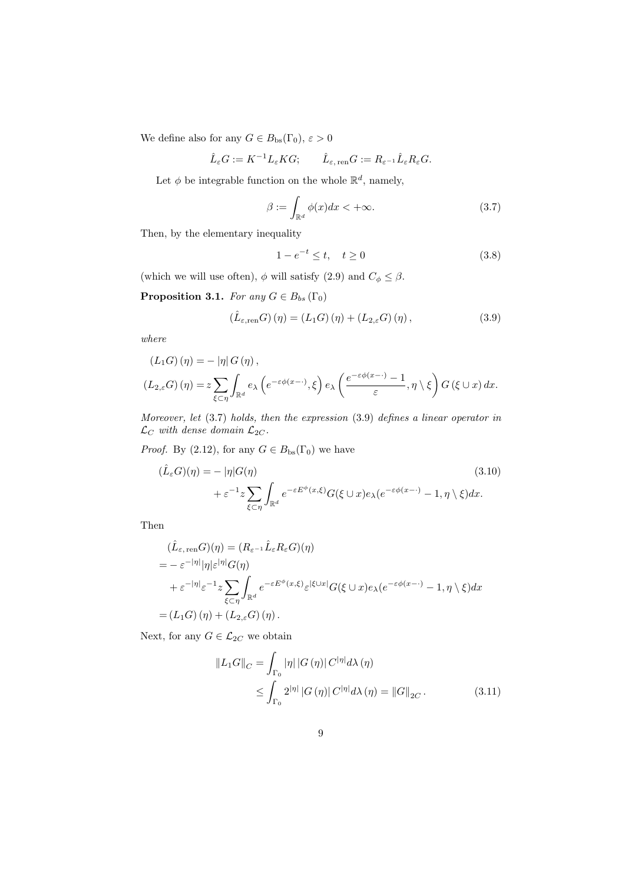We define also for any $G \in B_{\mathrm{bs}}(\Gamma_0)$, $\varepsilon > 0$

$$\hat{L}_\varepsilon G := K^{-1} L_\varepsilon K G; \qquad \hat{L}_{\varepsilon,\,\mathrm{ren}} G := R_{\varepsilon^{-1}} \hat{L}_\varepsilon R_\varepsilon G.$$

Let $\phi$ be integrable function on the whole $\mathbb{R}^d$, namely,

$$\beta := \int_{\mathbb{R}^d} \phi(x) dx < +\infty. \tag{3.7}$$

Then, by the elementary inequality

$$1 - e^{-t} \leq t, \quad t \geq 0 \tag{3.8}$$

(which we will use often), $\phi$ will satisfy (2.9) and $C_\phi \leq \beta$.

**Proposition 3.1.** *For any $G \in B_{bs}(\Gamma_0)$*

$$(\hat{L}_{\varepsilon,\mathrm{ren}} G)(\eta) = (L_1 G)(\eta) + (L_{2,\varepsilon} G)(\eta), \tag{3.9}$$

*where*

$$\begin{aligned}
(L_1 G)(\eta) &= -|\eta| G(\eta), \\
(L_{2,\varepsilon} G)(\eta) &= z \sum_{\xi \subset \eta} \int_{\mathbb{R}^d} e_\lambda \left( e^{-\varepsilon \phi(x-\cdot)}, \xi \right) e_\lambda \left( \frac{e^{-\varepsilon \phi(x-\cdot)} - 1}{\varepsilon}, \eta \setminus \xi \right) G(\xi \cup x) \, dx.
\end{aligned}$$

*Moreover, let* (3.7) *holds, then the expression* (3.9) *defines a linear operator in $\mathcal{L}_C$ with dense domain $\mathcal{L}_{2C}$.*

*Proof.* By (2.12), for any $G \in B_{\mathrm{bs}}(\Gamma_0)$ we have

$$\begin{aligned}
(\hat{L}_\varepsilon G)(\eta) = &- |\eta| G(\eta) \\
&+ \varepsilon^{-1} z \sum_{\xi \subset \eta} \int_{\mathbb{R}^d} e^{-\varepsilon E^\phi(x,\xi)} G(\xi \cup x) e_\lambda(e^{-\varepsilon \phi(x-\cdot)} - 1, \eta \setminus \xi) dx.
\end{aligned} \tag{3.10}$$

Then

$$\begin{aligned}
&(\hat{L}_{\varepsilon,\,\mathrm{ren}} G)(\eta) = (R_{\varepsilon^{-1}} \hat{L}_\varepsilon R_\varepsilon G)(\eta) \\
= &- \varepsilon^{-|\eta|} |\eta| \varepsilon^{|\eta|} G(\eta) \\
&+ \varepsilon^{-|\eta|} \varepsilon^{-1} z \sum_{\xi \subset \eta} \int_{\mathbb{R}^d} e^{-\varepsilon E^\phi(x,\xi)} \varepsilon^{|\xi \cup x|} G(\xi \cup x) e_\lambda(e^{-\varepsilon \phi(x-\cdot)} - 1, \eta \setminus \xi) dx \\
= &(L_1 G)(\eta) + (L_{2,\varepsilon} G)(\eta).
\end{aligned}$$

Next, for any $G \in \mathcal{L}_{2C}$ we obtain

$$\begin{aligned}
\|L_1 G\|_C &= \int_{\Gamma_0} |\eta| \, |G(\eta)| \, C^{|\eta|} d\lambda(\eta) \\
&\leq \int_{\Gamma_0} 2^{|\eta|} \, |G(\eta)| \, C^{|\eta|} d\lambda(\eta) = \|G\|_{2C}.
\end{aligned} \tag{3.11}$$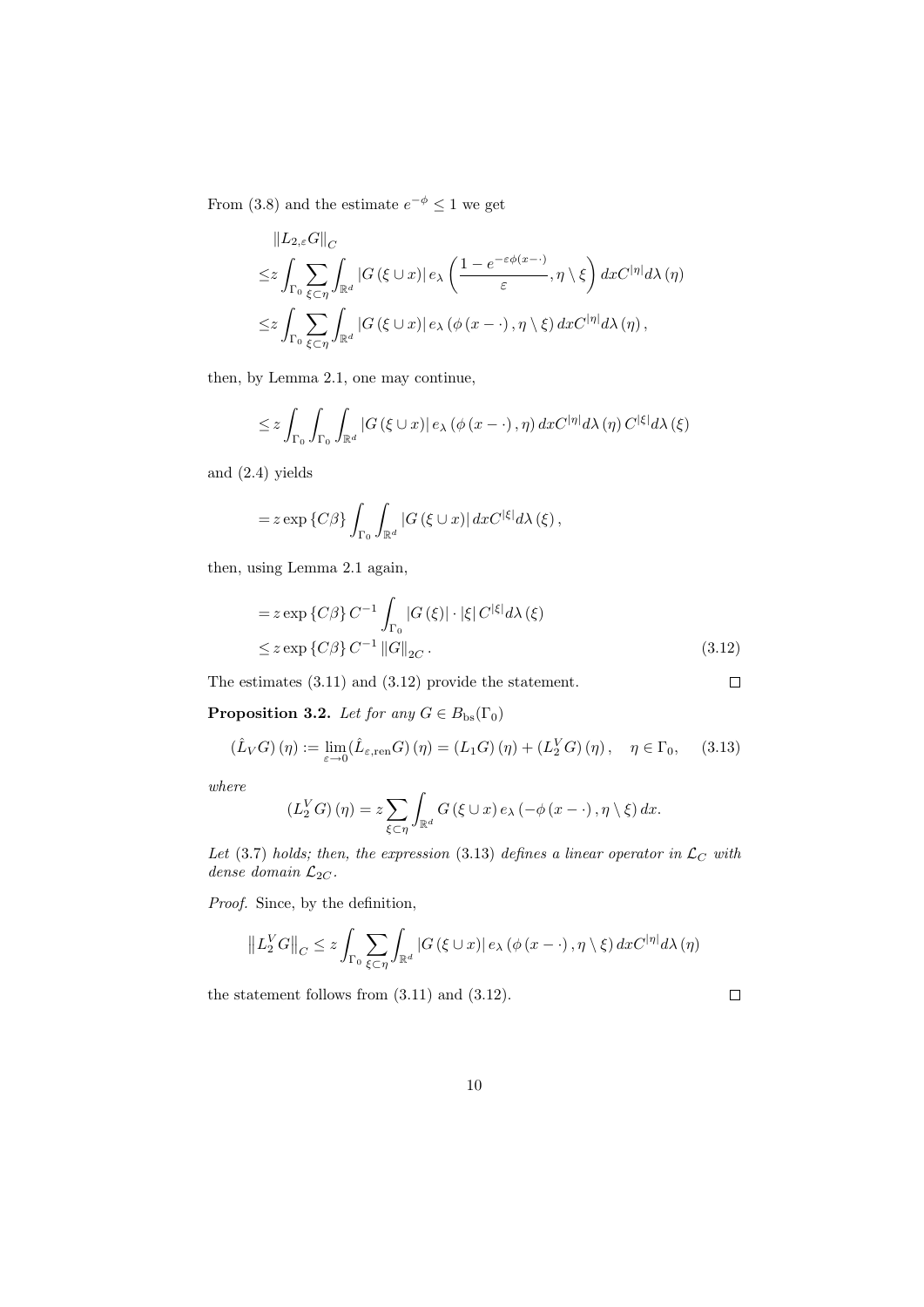From (3.8) and the estimate $e^{-\phi} \leq 1$ we get

$$
\begin{aligned}
&\left\|L_{2,\varepsilon}G\right\|_C \\
\leq & z\int_{\Gamma_0}\sum_{\xi\subset\eta}\int_{\mathbb{R}^d}\left|G\left(\xi\cup x\right)\right| e_\lambda\left(\frac{1-e^{-\varepsilon\phi(x-\cdot)}}{\varepsilon},\eta\setminus\xi\right)dxC^{|\eta|}d\lambda\left(\eta\right)\\
\leq & z\int_{\Gamma_0}\sum_{\xi\subset\eta}\int_{\mathbb{R}^d}\left|G\left(\xi\cup x\right)\right| e_\lambda\left(\phi\left(x-\cdot\right),\eta\setminus\xi\right)dxC^{|\eta|}d\lambda\left(\eta\right),
\end{aligned}
$$

then, by Lemma 2.1, one may continue,

$$
\leq z\int_{\Gamma_0}\int_{\Gamma_0}\int_{\mathbb{R}^d}\left|G\left(\xi\cup x\right)\right| e_\lambda\left(\phi\left(x-\cdot\right),\eta\right)dxC^{|\eta|}d\lambda\left(\eta\right)C^{|\xi|}d\lambda\left(\xi\right)
$$

and (2.4) yields

$$
= z\exp\left\{C\beta\right\}\int_{\Gamma_0}\int_{\mathbb{R}^d}\left|G\left(\xi\cup x\right)\right|dxC^{|\xi|}d\lambda\left(\xi\right),
$$

then, using Lemma 2.1 again,

$$
\begin{aligned}
&= z\exp\left\{C\beta\right\}C^{-1}\int_{\Gamma_0}\left|G\left(\xi\right)\right|\cdot\left|\xi\right|C^{|\xi|}d\lambda\left(\xi\right)\\
&\leq z\exp\left\{C\beta\right\}C^{-1}\left\|G\right\|_{2C}.
\end{aligned}
\tag{3.12}
$$

The estimates (3.11) and (3.12) provide the statement. $\square$

**Proposition 3.2.** *Let for any $G\in B_{\mathrm{bs}}(\Gamma_0)$*

$$
(\hat{L}_V G)\left(\eta\right) := \lim_{\varepsilon\to 0}(\hat{L}_{\varepsilon,\mathrm{ren}}G)\left(\eta\right) = \left(L_1 G\right)\left(\eta\right) + \left(L_2^V G\right)\left(\eta\right),\quad \eta\in\Gamma_0, \tag{3.13}
$$

*where*

$$
\left(L_2^V G\right)\left(\eta\right) = z\sum_{\xi\subset\eta}\int_{\mathbb{R}^d}G\left(\xi\cup x\right)e_\lambda\left(-\phi\left(x-\cdot\right),\eta\setminus\xi\right)dx.
$$

*Let (3.7) holds; then, the expression (3.13) defines a linear operator in $\mathcal{L}_C$ with dense domain $\mathcal{L}_{2C}$.*

*Proof.* Since, by the definition,

$$
\left\|L_2^V G\right\|_C \leq z\int_{\Gamma_0}\sum_{\xi\subset\eta}\int_{\mathbb{R}^d}\left|G\left(\xi\cup x\right)\right|e_\lambda\left(\phi\left(x-\cdot\right),\eta\setminus\xi\right)dxC^{|\eta|}d\lambda\left(\eta\right)
$$

the statement follows from (3.11) and (3.12). $\square$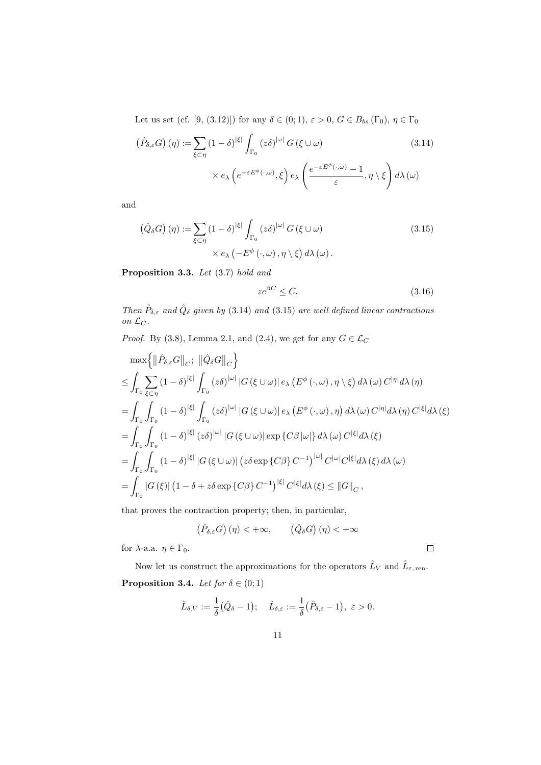Let us set (cf. [9, (3.12)]) for any $\delta \in (0;1)$, $\varepsilon > 0$, $G \in B_{bs}(\Gamma_0)$, $\eta \in \Gamma_0$

$$
\begin{aligned}
\left(\hat{P}_{\delta,\varepsilon} G\right)(\eta) := \sum_{\xi \subset \eta} (1-\delta)^{|\xi|} \int_{\Gamma_0} (z\delta)^{|\omega|} G(\xi \cup \omega) \\
\times e_\lambda \left(e^{-\varepsilon E^\phi(\cdot,\omega)}, \xi\right) e_\lambda \left(\frac{e^{-\varepsilon E^\phi(\cdot,\omega)} - 1}{\varepsilon}, \eta \setminus \xi\right) d\lambda(\omega)
\end{aligned}
\tag{3.14}
$$

and

$$
\begin{aligned}
\left(\hat{Q}_\delta G\right)(\eta) := \sum_{\xi \subset \eta} (1-\delta)^{|\xi|} \int_{\Gamma_0} (z\delta)^{|\omega|} G(\xi \cup \omega) \\
\times e_\lambda \left(-E^\phi(\cdot,\omega), \eta \setminus \xi\right) d\lambda(\omega).
\end{aligned}
\tag{3.15}
$$

**Proposition 3.3.** *Let* (3.7) *hold and*

$$
ze^{\beta C} \le C. \tag{3.16}
$$

*Then $\hat{P}_{\delta,\varepsilon}$ and $\hat{Q}_\delta$ given by* (3.14) *and* (3.15) *are well defined linear contractions on $\mathcal{L}_C$.*

*Proof.* By (3.8), Lemma 2.1, and (2.4), we get for any $G \in \mathcal{L}_C$

$$
\begin{aligned}
&\max\left\{ \left\|\hat{P}_{\delta,\varepsilon} G\right\|_C ; \ \left\|\hat{Q}_\delta G\right\|_C \right\} \\
&\le \int_{\Gamma_0} \sum_{\xi \subset \eta} (1-\delta)^{|\xi|} \int_{\Gamma_0} (z\delta)^{|\omega|} |G(\xi \cup \omega)| \, e_\lambda \left(E^\phi(\cdot,\omega), \eta \setminus \xi\right) d\lambda(\omega) \, C^{|\eta|} d\lambda(\eta) \\
&= \int_{\Gamma_0} \int_{\Gamma_0} (1-\delta)^{|\xi|} \int_{\Gamma_0} (z\delta)^{|\omega|} |G(\xi \cup \omega)| \, e_\lambda \left(E^\phi(\cdot,\omega), \eta\right) d\lambda(\omega) \, C^{|\eta|} d\lambda(\eta) \, C^{|\xi|} d\lambda(\xi) \\
&= \int_{\Gamma_0} \int_{\Gamma_0} (1-\delta)^{|\xi|} (z\delta)^{|\omega|} |G(\xi \cup \omega)| \exp\{C\beta |\omega|\} d\lambda(\omega) \, C^{|\xi|} d\lambda(\xi) \\
&= \int_{\Gamma_0} \int_{\Gamma_0} (1-\delta)^{|\xi|} |G(\xi \cup \omega)| \left(z\delta \exp\{C\beta\} C^{-1}\right)^{|\omega|} C^{|\omega|} C^{|\xi|} d\lambda(\xi) \, d\lambda(\omega) \\
&= \int_{\Gamma_0} |G(\xi)| \left(1 - \delta + z\delta \exp\{C\beta\} C^{-1}\right)^{|\xi|} C^{|\xi|} d\lambda(\xi) \le \|G\|_C ,
\end{aligned}
$$

that proves the contraction property; then, in particular,

$$
\left(\hat{P}_{\delta,\varepsilon} G\right)(\eta) < +\infty, \qquad \left(\hat{Q}_\delta G\right)(\eta) < +\infty
$$

for $\lambda$-a.a. $\eta \in \Gamma_0$. $\square$

Now let us construct the approximations for the operators $\hat{L}_V$ and $\hat{L}_{\varepsilon,\mathrm{ren}}$.

**Proposition 3.4.** *Let for $\delta \in (0;1)$*

$$
\hat{L}_{\delta,V} := \frac{1}{\delta}\left(\hat{Q}_\delta - 1\right); \quad \hat{L}_{\delta,\varepsilon} := \frac{1}{\delta}\left(\hat{P}_{\delta,\varepsilon} - 1\right), \ \varepsilon > 0.
$$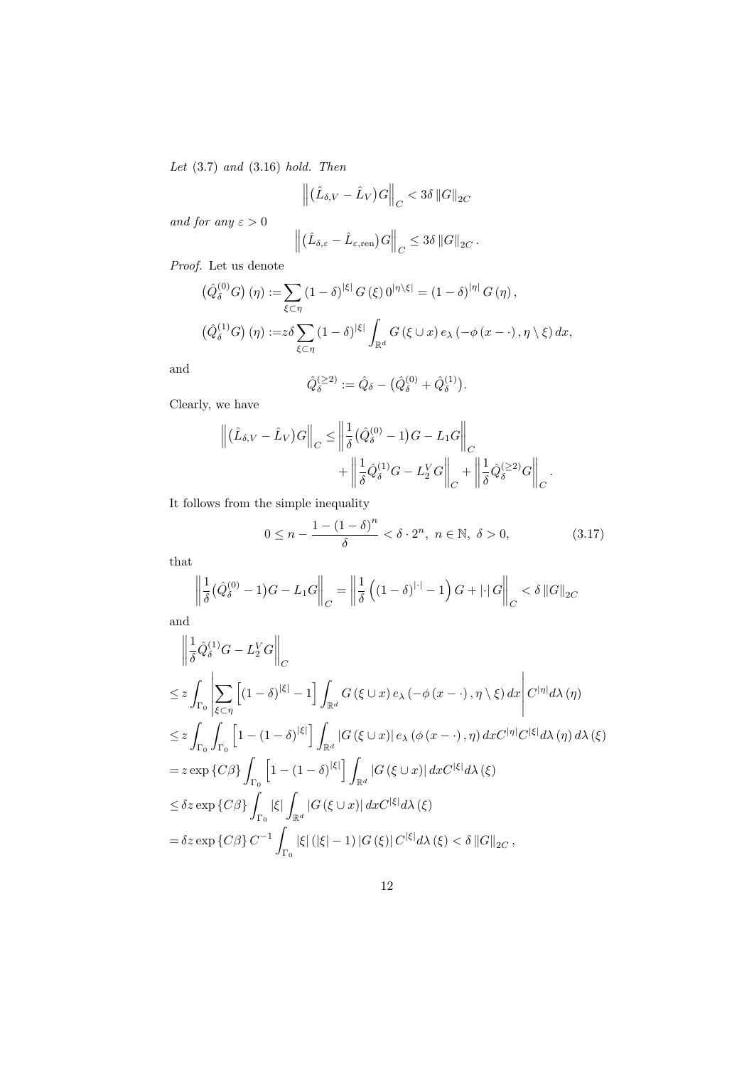*Let* (3.7) *and* (3.16) *hold. Then*

$$\left\| \left( \hat{L}_{\delta,V} - \hat{L}_V \right) G \right\|_C < 3\delta \left\| G \right\|_{2C}$$

*and for any* $\varepsilon > 0$

$$\left\| \left( \hat{L}_{\delta,\varepsilon} - \hat{L}_{\varepsilon,\mathrm{ren}} \right) G \right\|_C \leq 3\delta \left\| G \right\|_{2C}.$$

*Proof.* Let us denote

$$\left( \hat{Q}_\delta^{(0)} G \right)(\eta) := \sum_{\xi \subset \eta} (1-\delta)^{|\xi|} G(\xi) \, 0^{|\eta \setminus \xi|} = (1-\delta)^{|\eta|} G(\eta),$$

$$\left( \hat{Q}_\delta^{(1)} G \right)(\eta) := z\delta \sum_{\xi \subset \eta} (1-\delta)^{|\xi|} \int_{\mathbb{R}^d} G(\xi \cup x) \, e_\lambda \left( -\phi(x - \cdot), \eta \setminus \xi \right) dx,$$

and

$$\hat{Q}_\delta^{(\geq 2)} := \hat{Q}_\delta - \left( \hat{Q}_\delta^{(0)} + \hat{Q}_\delta^{(1)} \right).$$

Clearly, we have

$$\left\| \left( \hat{L}_{\delta,V} - \hat{L}_V \right) G \right\|_C \leq \left\| \frac{1}{\delta} \left( \hat{Q}_\delta^{(0)} - 1 \right) G - L_1 G \right\|_C + \left\| \frac{1}{\delta} \hat{Q}_\delta^{(1)} G - L_2^V G \right\|_C + \left\| \frac{1}{\delta} \hat{Q}_\delta^{(\geq 2)} G \right\|_C.$$

It follows from the simple inequality

$$0 \leq n - \frac{1 - (1-\delta)^n}{\delta} < \delta \cdot 2^n, \; n \in \mathbb{N}, \; \delta > 0, \tag{3.17}$$

that

$$\left\| \frac{1}{\delta} \left( \hat{Q}_\delta^{(0)} - 1 \right) G - L_1 G \right\|_C = \left\| \frac{1}{\delta} \left( (1-\delta)^{|\cdot|} - 1 \right) G + |\cdot| \, G \right\|_C < \delta \left\| G \right\|_{2C}$$

and

$$\begin{aligned}
&\left\| \frac{1}{\delta} \hat{Q}_\delta^{(1)} G - L_2^V G \right\|_C \\
&\leq z \int_{\Gamma_0} \left| \sum_{\xi \subset \eta} \left[ (1-\delta)^{|\xi|} - 1 \right] \int_{\mathbb{R}^d} G(\xi \cup x) \, e_\lambda \left( -\phi(x - \cdot), \eta \setminus \xi \right) dx \right| C^{|\eta|} d\lambda(\eta) \\
&\leq z \int_{\Gamma_0} \int_{\Gamma_0} \left[ 1 - (1-\delta)^{|\xi|} \right] \int_{\mathbb{R}^d} |G(\xi \cup x)| \, e_\lambda \left( \phi(x - \cdot), \eta \right) dx C^{|\eta|} C^{|\xi|} d\lambda(\eta) \, d\lambda(\xi) \\
&= z \exp\{C\beta\} \int_{\Gamma_0} \left[ 1 - (1-\delta)^{|\xi|} \right] \int_{\mathbb{R}^d} |G(\xi \cup x)| \, dx C^{|\xi|} d\lambda(\xi) \\
&\leq \delta z \exp\{C\beta\} \int_{\Gamma_0} |\xi| \int_{\mathbb{R}^d} |G(\xi \cup x)| \, dx C^{|\xi|} d\lambda(\xi) \\
&= \delta z \exp\{C\beta\} C^{-1} \int_{\Gamma_0} |\xi| \left( |\xi| - 1 \right) |G(\xi)| \, C^{|\xi|} d\lambda(\xi) < \delta \left\| G \right\|_{2C},
\end{aligned}$$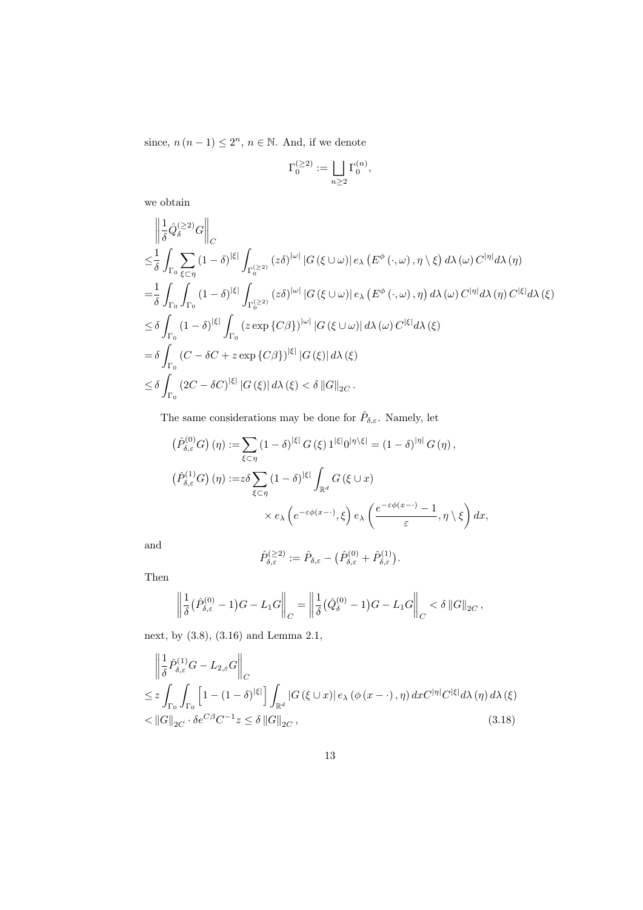since, $n(n-1) \leq 2^n$, $n \in \mathbb{N}$. And, if we denote

$$\Gamma_0^{(\geq 2)} := \bigsqcup_{n \geq 2} \Gamma_0^{(n)},$$

we obtain

$$
\begin{aligned}
&\left\| \frac{1}{\delta} \hat{Q}_\delta^{(\geq 2)} G \right\|_C \\
\leq& \frac{1}{\delta} \int_{\Gamma_0} \sum_{\xi \subset \eta} (1-\delta)^{|\xi|} \int_{\Gamma_0^{(\geq 2)}} (z\delta)^{|\omega|} \left| G(\xi \cup \omega) \right| e_\lambda \left( E^\phi(\cdot, \omega), \eta \setminus \xi \right) d\lambda(\omega) C^{|\eta|} d\lambda(\eta) \\
=& \frac{1}{\delta} \int_{\Gamma_0} \int_{\Gamma_0} (1-\delta)^{|\xi|} \int_{\Gamma_0^{(\geq 2)}} (z\delta)^{|\omega|} \left| G(\xi \cup \omega) \right| e_\lambda \left( E^\phi(\cdot, \omega), \eta \right) d\lambda(\omega) C^{|\eta|} d\lambda(\eta) C^{|\xi|} d\lambda(\xi) \\
\leq& \, \delta \int_{\Gamma_0} (1-\delta)^{|\xi|} \int_{\Gamma_0} \left( z \exp\{C\beta\} \right)^{|\omega|} \left| G(\xi \cup \omega) \right| d\lambda(\omega) C^{|\xi|} d\lambda(\xi) \\
=& \, \delta \int_{\Gamma_0} \left( C - \delta C + z \exp\{C\beta\} \right)^{|\xi|} \left| G(\xi) \right| d\lambda(\xi) \\
\leq& \, \delta \int_{\Gamma_0} (2C - \delta C)^{|\xi|} \left| G(\xi) \right| d\lambda(\xi) < \delta \left\| G \right\|_{2C}.
\end{aligned}
$$

The same considerations may be done for $\hat{P}_{\delta,\varepsilon}$. Namely, let

$$
\begin{aligned}
\left( \hat{P}_{\delta,\varepsilon}^{(0)} G \right)(\eta) :=& \sum_{\xi \subset \eta} (1-\delta)^{|\xi|} G(\xi) 1^{|\xi|} 0^{|\eta \setminus \xi|} = (1-\delta)^{|\eta|} G(\eta), \\
\left( \hat{P}_{\delta,\varepsilon}^{(1)} G \right)(\eta) :=& z\delta \sum_{\xi \subset \eta} (1-\delta)^{|\xi|} \int_{\mathbb{R}^d} G(\xi \cup x) \\
& \times e_\lambda \left( e^{-\varepsilon\phi(x-\cdot)}, \xi \right) e_\lambda \left( \frac{e^{-\varepsilon\phi(x-\cdot)} - 1}{\varepsilon}, \eta \setminus \xi \right) dx,
\end{aligned}
$$

and

$$\hat{P}_{\delta,\varepsilon}^{(\geq 2)} := \hat{P}_{\delta,\varepsilon} - \left( \hat{P}_{\delta,\varepsilon}^{(0)} + \hat{P}_{\delta,\varepsilon}^{(1)} \right).$$

Then

$$\left\| \frac{1}{\delta} \left( \hat{P}_{\delta,\varepsilon}^{(0)} - 1 \right) G - L_1 G \right\|_C = \left\| \frac{1}{\delta} \left( \hat{Q}_\delta^{(0)} - 1 \right) G - L_1 G \right\|_C < \delta \left\| G \right\|_{2C},$$

next, by (3.8), (3.16) and Lemma 2.1,

$$
\begin{aligned}
&\left\| \frac{1}{\delta} \hat{P}_{\delta,\varepsilon}^{(1)} G - L_{2,\varepsilon} G \right\|_C \\
\leq& \, z \int_{\Gamma_0} \int_{\Gamma_0} \left[ 1 - (1-\delta)^{|\xi|} \right] \int_{\mathbb{R}^d} \left| G(\xi \cup x) \right| e_\lambda \left( \phi(x-\cdot), \eta \right) dx C^{|\eta|} C^{|\xi|} d\lambda(\eta) d\lambda(\xi) \\
<& \left\| G \right\|_{2C} \cdot \delta e^{C\beta} C^{-1} z \leq \delta \left\| G \right\|_{2C},
\end{aligned}
\tag{3.18}
$$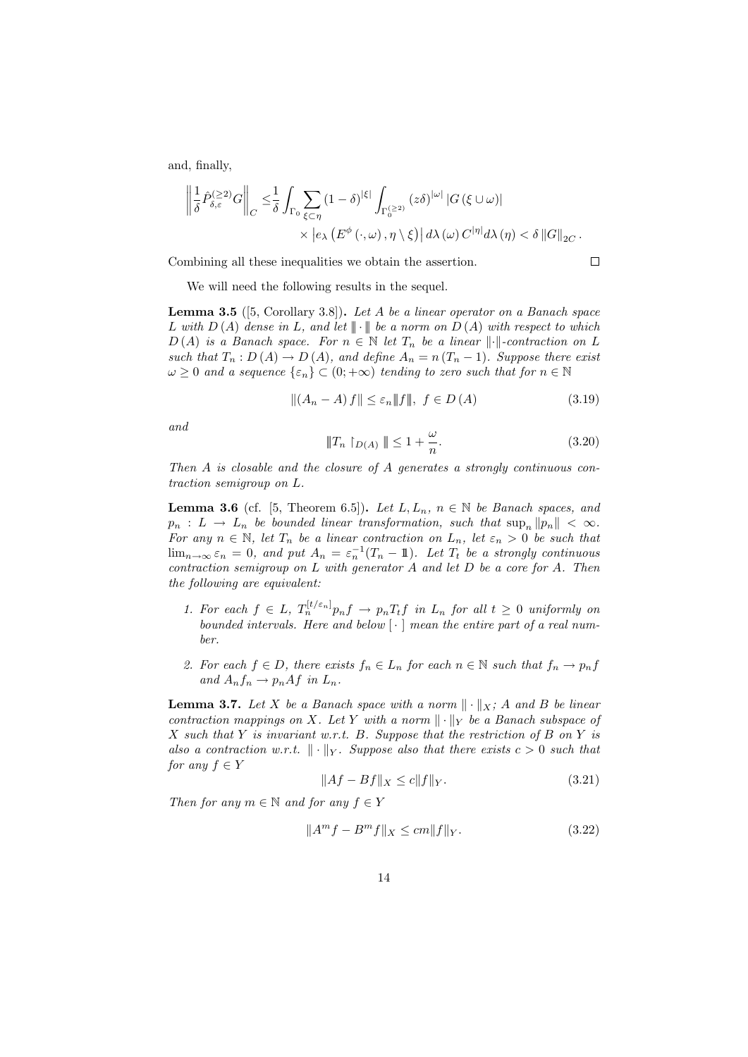and, finally,

$$
\begin{aligned}
\left\| \frac{1}{\delta} \hat{P}^{(\geq 2)}_{\delta,\varepsilon} G \right\|_C \leq & \frac{1}{\delta} \int_{\Gamma_0} \sum_{\xi \subset \eta} (1-\delta)^{|\xi|} \int_{\Gamma_0^{(\geq 2)}} (z\delta)^{|\omega|} \left| G(\xi \cup \omega) \right| \\
& \times \left| e_\lambda \left( E^\phi (\cdot, \omega), \eta \setminus \xi \right) \right| d\lambda(\omega) \, C^{|\eta|} d\lambda(\eta) < \delta \, \| G \|_{2C} .
\end{aligned}
$$

Combining all these inequalities we obtain the assertion. $\square$

We will need the following results in the sequel.

**Lemma 3.5** ([5, Corollary 3.8]). *Let $A$ be a linear operator on a Banach space $L$ with $D(A)$ dense in $L$, and let $\| \! | \cdot | \! \|$ be a norm on $D(A)$ with respect to which $D(A)$ is a Banach space. For $n \in \mathbb{N}$ let $T_n$ be a linear $\| \! | \cdot | \! \|$-contraction on $L$ such that $T_n : D(A) \to D(A)$, and define $A_n = n(T_n - 1)$. Suppose there exist $\omega \geq 0$ and a sequence $\{\varepsilon_n\} \subset (0; +\infty)$ tending to zero such that for $n \in \mathbb{N}$*

$$
\| (A_n - A) f \| \leq \varepsilon_n | \! \| f \| \! |, \; f \in D(A) \tag{3.19}
$$

*and*

$$
| \! \| T_n \restriction_{D(A)} \| \! | \leq 1 + \frac{\omega}{n}. \tag{3.20}
$$

*Then $A$ is closable and the closure of $A$ generates a strongly continuous contraction semigroup on $L$.*

**Lemma 3.6** (cf. [5, Theorem 6.5]). *Let $L, L_n$, $n \in \mathbb{N}$ be Banach spaces, and $p_n : L \to L_n$ be bounded linear transformation, such that $\sup_n \|p_n\| < \infty$. For any $n \in \mathbb{N}$, let $T_n$ be a linear contraction on $L_n$, let $\varepsilon_n > 0$ be such that $\lim_{n\to\infty} \varepsilon_n = 0$, and put $A_n = \varepsilon_n^{-1}(T_n - 1\!\!1)$. Let $T_t$ be a strongly continuous contraction semigroup on $L$ with generator $A$ and let $D$ be a core for $A$. Then the following are equivalent:*

1. *For each $f \in L$, $T_n^{[t/\varepsilon_n]} p_n f \to p_n T_t f$ in $L_n$ for all $t \geq 0$ uniformly on bounded intervals. Here and below $[\,\cdot\,]$ mean the entire part of a real number.*

2. *For each $f \in D$, there exists $f_n \in L_n$ for each $n \in \mathbb{N}$ such that $f_n \to p_n f$ and $A_n f_n \to p_n A f$ in $L_n$.*

**Lemma 3.7.** *Let $X$ be a Banach space with a norm $\| \cdot \|_X$; $A$ and $B$ be linear contraction mappings on $X$. Let $Y$ with a norm $\| \cdot \|_Y$ be a Banach subspace of $X$ such that $Y$ is invariant w.r.t. $B$. Suppose that the restriction of $B$ on $Y$ is also a contraction w.r.t. $\| \cdot \|_Y$. Suppose also that there exists $c > 0$ such that for any $f \in Y$*

$$
\| Af - Bf \|_X \leq c \| f \|_Y. \tag{3.21}
$$

*Then for any $m \in \mathbb{N}$ and for any $f \in Y$*

$$
\| A^m f - B^m f \|_X \leq cm \| f \|_Y. \tag{3.22}
$$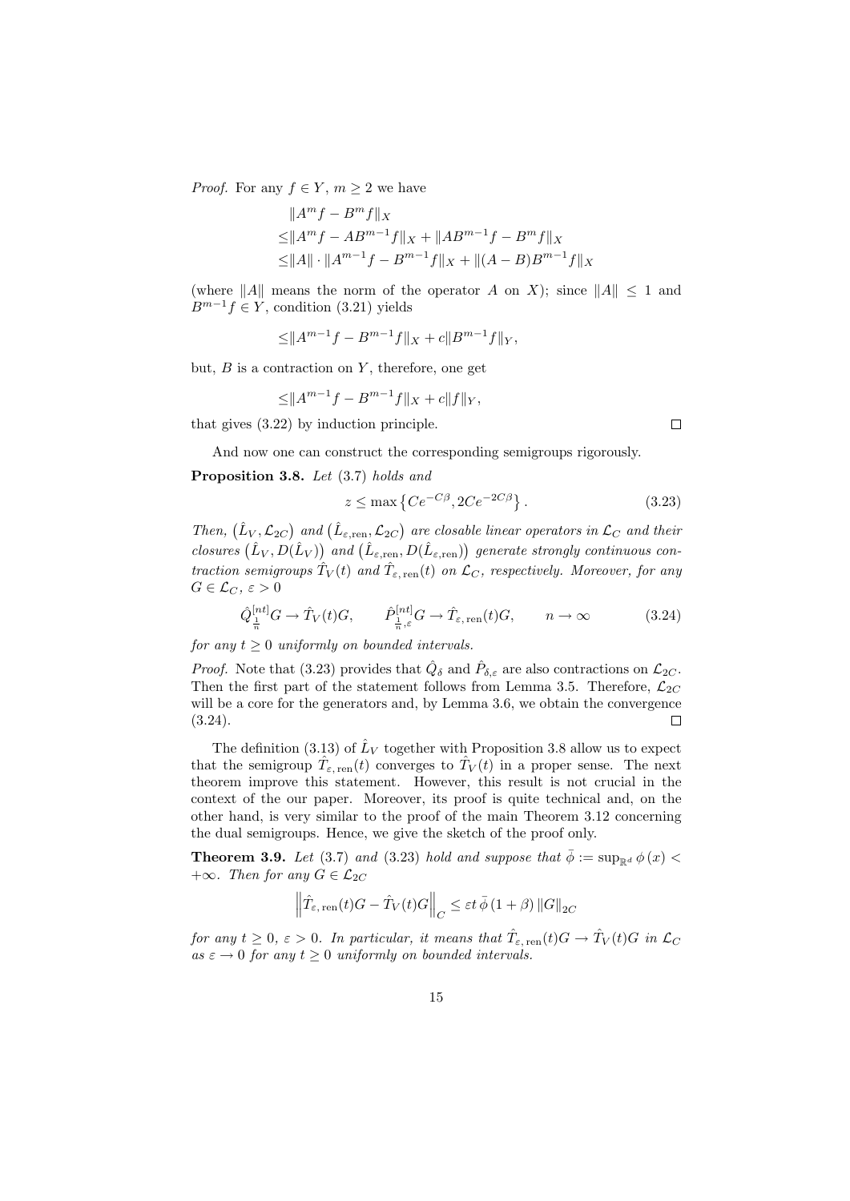*Proof.* For any $f \in Y$, $m \geq 2$ we have

$$
\begin{aligned}
&\|A^m f - B^m f\|_X \\
\leq &\|A^m f - AB^{m-1} f\|_X + \|AB^{m-1} f - B^m f\|_X \\
\leq &\|A\| \cdot \|A^{m-1} f - B^{m-1} f\|_X + \|(A - B)B^{m-1} f\|_X
\end{aligned}
$$

(where $\|A\|$ means the norm of the operator $A$ on $X$); since $\|A\| \leq 1$ and $B^{m-1} f \in Y$, condition (3.21) yields

$$
\leq \|A^{m-1} f - B^{m-1} f\|_X + c\|B^{m-1} f\|_Y,
$$

but, $B$ is a contraction on $Y$, therefore, one get

$$
\leq \|A^{m-1} f - B^{m-1} f\|_X + c\|f\|_Y,
$$

that gives (3.22) by induction principle. $\square$

And now one can construct the corresponding semigroups rigorously.

**Proposition 3.8.** *Let* (3.7) *holds and*

$$
z \leq \max\left\{Ce^{-C\beta}, 2Ce^{-2C\beta}\right\}. \tag{3.23}
$$

*Then,* $\left(\hat{L}_V, \mathcal{L}_{2C}\right)$ *and* $\left(\hat{L}_{\varepsilon,\mathrm{ren}}, \mathcal{L}_{2C}\right)$ *are closable linear operators in* $\mathcal{L}_C$ *and their closures* $\left(\hat{L}_V, D(\hat{L}_V)\right)$ *and* $\left(\hat{L}_{\varepsilon,\mathrm{ren}}, D(\hat{L}_{\varepsilon,\mathrm{ren}})\right)$ *generate strongly continuous contraction semigroups* $\hat{T}_V(t)$ *and* $\hat{T}_{\varepsilon,\mathrm{ren}}(t)$ *on* $\mathcal{L}_C$*, respectively. Moreover, for any* $G \in \mathcal{L}_C$*,* $\varepsilon > 0$

$$
\hat{Q}^{[nt]}_{\frac{1}{n}} G \to \hat{T}_V(t)G, \qquad \hat{P}^{[nt]}_{\frac{1}{n},\varepsilon} G \to \hat{T}_{\varepsilon,\mathrm{ren}}(t)G, \qquad n \to \infty \tag{3.24}
$$

*for any* $t \geq 0$ *uniformly on bounded intervals.*

*Proof.* Note that (3.23) provides that $\hat{Q}_\delta$ and $\hat{P}_{\delta,\varepsilon}$ are also contractions on $\mathcal{L}_{2C}$. Then the first part of the statement follows from Lemma 3.5. Therefore, $\mathcal{L}_{2C}$ will be a core for the generators and, by Lemma 3.6, we obtain the convergence (3.24). $\square$

The definition (3.13) of $\hat{L}_V$ together with Proposition 3.8 allow us to expect that the semigroup $\hat{T}_{\varepsilon,\mathrm{ren}}(t)$ converges to $\hat{T}_V(t)$ in a proper sense. The next theorem improve this statement. However, this result is not crucial in the context of the our paper. Moreover, its proof is quite technical and, on the other hand, is very similar to the proof of the main Theorem 3.12 concerning the dual semigroups. Hence, we give the sketch of the proof only.

**Theorem 3.9.** *Let* (3.7) *and* (3.23) *hold and suppose that* $\bar{\phi} := \sup_{\mathbb{R}^d} \phi(x) < +\infty$*. Then for any* $G \in \mathcal{L}_{2C}$

$$
\left\|\hat{T}_{\varepsilon,\mathrm{ren}}(t)G - \hat{T}_V(t)G\right\|_C \leq \varepsilon t\, \bar{\phi}\,(1+\beta)\,\|G\|_{2C}
$$

*for any* $t \geq 0$*,* $\varepsilon > 0$*. In particular, it means that* $\hat{T}_{\varepsilon,\mathrm{ren}}(t)G \to \hat{T}_V(t)G$ *in* $\mathcal{L}_C$ *as* $\varepsilon \to 0$ *for any* $t \geq 0$ *uniformly on bounded intervals.*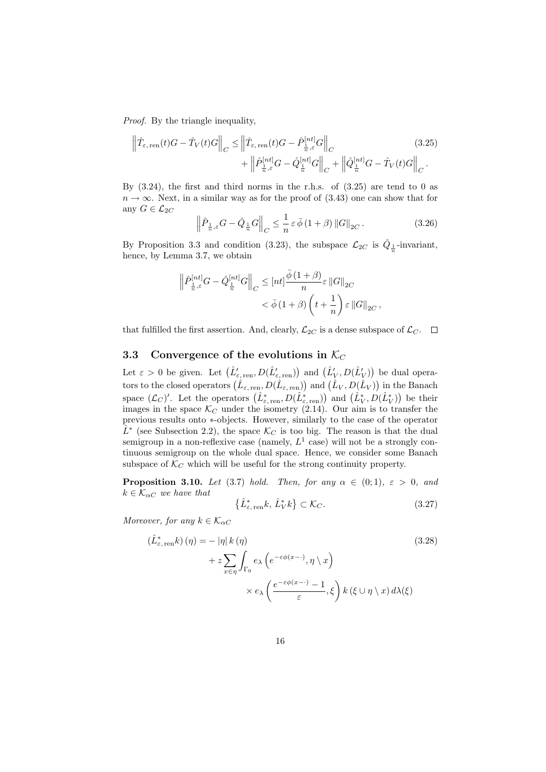*Proof.* By the triangle inequality,

$$\left\|\hat{T}_{\varepsilon,\,\mathrm{ren}}(t)G - \hat{T}_V(t)G\right\|_C \le \left\|\hat{T}_{\varepsilon,\,\mathrm{ren}}(t)G - \hat{P}^{[nt]}_{\frac{1}{n},\varepsilon}G\right\|_C + \left\|\hat{P}^{[nt]}_{\frac{1}{n},\varepsilon}G - \hat{Q}^{[nt]}_{\frac{1}{n}}G\right\|_C + \left\|\hat{Q}^{[nt]}_{\frac{1}{n}}G - \hat{T}_V(t)G\right\|_C. \tag{3.25}$$

By (3.24), the first and third norms in the r.h.s. of (3.25) are tend to 0 as $n\to\infty$. Next, in a similar way as for the proof of (3.43) one can show that for any $G\in\mathcal{L}_{2C}$

$$\left\|\hat{P}_{\frac{1}{n},\varepsilon}G - \hat{Q}_{\frac{1}{n}}G\right\|_C \le \frac{1}{n}\,\varepsilon\,\bar{\phi}\,(1+\beta)\,\|G\|_{2C}\,. \tag{3.26}$$

By Proposition 3.3 and condition (3.23), the subspace $\mathcal{L}_{2C}$ is $\hat{Q}_{\frac{1}{n}}$-invariant, hence, by Lemma 3.7, we obtain

$$\begin{aligned}\left\|\hat{P}^{[nt]}_{\frac{1}{n},\varepsilon}G - \hat{Q}^{[nt]}_{\frac{1}{n}}G\right\|_C &\le [nt]\frac{\bar{\phi}\,(1+\beta)}{n}\varepsilon\,\|G\|_{2C}\\ &< \bar{\phi}\,(1+\beta)\left(t+\frac{1}{n}\right)\varepsilon\,\|G\|_{2C}\,,\end{aligned}$$

that fulfilled the first assertion. And, clearly, $\mathcal{L}_{2C}$ is a dense subspace of $\mathcal{L}_C$. $\square$

### 3.3 Convergence of the evolutions in $\mathcal{K}_C$

Let $\varepsilon>0$ be given. Let $\big(\hat{L}'_{\varepsilon,\,\mathrm{ren}}, D(\hat{L}'_{\varepsilon,\,\mathrm{ren}})\big)$ and $\big(\hat{L}'_V, D(\hat{L}'_V)\big)$ be dual operators to the closed operators $\big(\hat{L}_{\varepsilon,\,\mathrm{ren}}, D(\hat{L}_{\varepsilon,\,\mathrm{ren}})\big)$ and $\big(\hat{L}_V, D(\hat{L}_V)\big)$ in the Banach space $(\mathcal{L}_C)'$. Let the operators $\big(\hat{L}^*_{\varepsilon,\,\mathrm{ren}}, D(\hat{L}^*_{\varepsilon,\,\mathrm{ren}})\big)$ and $\big(\hat{L}^*_V, D(\hat{L}^*_V)\big)$ be their images in the space $\mathcal{K}_C$ under the isometry (2.14). Our aim is to transfer the previous results onto $*$-objects. However, similarly to the case of the operator $\hat{L}^*$ (see Subsection 2.2), the space $\mathcal{K}_C$ is too big. The reason is that the dual semigroup in a non-reflexive case (namely, $L^1$ case) will not be a strongly continuous semigroup on the whole dual space. Hence, we consider some Banach subspace of $\mathcal{K}_C$ which will be useful for the strong continuity property.

**Proposition 3.10.** *Let* (3.7) *hold. Then, for any $\alpha\in(0;1)$, $\varepsilon>0$, and $k\in\mathcal{K}_{\alpha C}$ we have that*

$$\left\{\hat{L}^*_{\varepsilon,\,\mathrm{ren}}k,\ \hat{L}^*_V k\right\}\subset\mathcal{K}_C. \tag{3.27}$$

*Moreover, for any $k\in\mathcal{K}_{\alpha C}$*

$$\begin{aligned}(\hat{L}^*_{\varepsilon,\,\mathrm{ren}}k)(\eta) = &-|\eta|\,k(\eta)\\ &+ z\sum_{x\in\eta}\int_{\Gamma_0} e_\lambda\left(e^{-\varepsilon\phi(x-\cdot)},\eta\setminus x\right)\\ &\qquad\times e_\lambda\left(\frac{e^{-\varepsilon\phi(x-\cdot)}-1}{\varepsilon},\xi\right)k(\xi\cup\eta\setminus x)\,d\lambda(\xi)\end{aligned} \tag{3.28}$$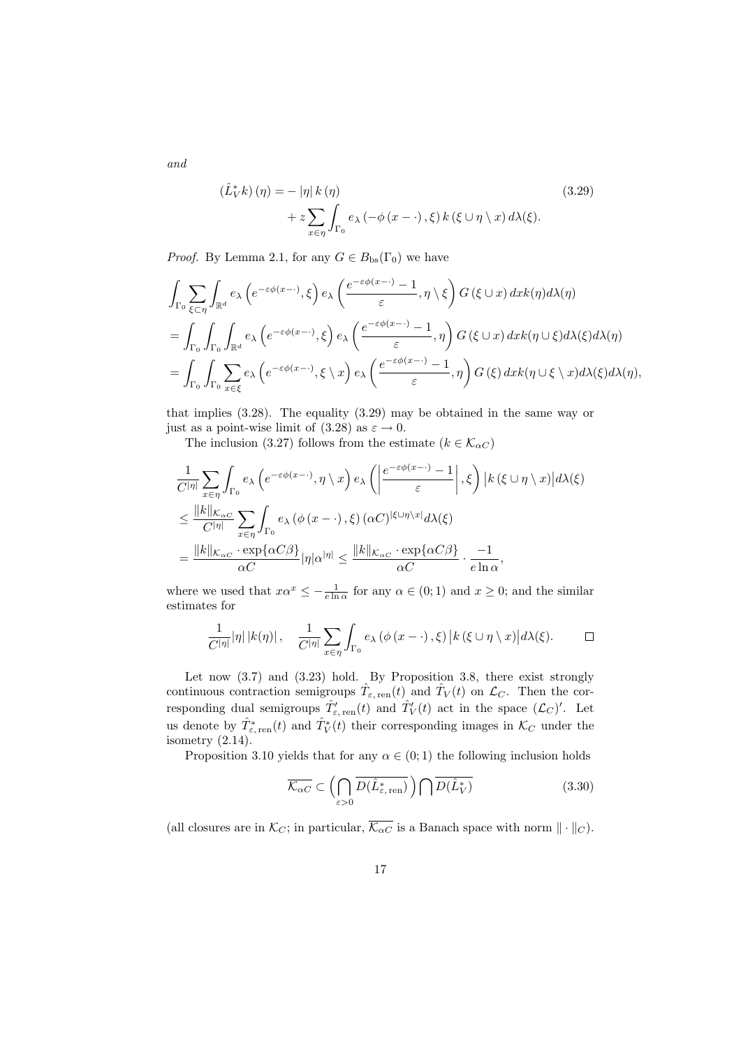*and*

$$
\begin{aligned}
(\hat{L}_V^* k)(\eta) = &- |\eta| \, k(\eta) \\
&+ z \sum_{x \in \eta} \int_{\Gamma_0} e_\lambda \left(-\phi(x - \cdot), \xi\right) k(\xi \cup \eta \setminus x) \, d\lambda(\xi).
\end{aligned}
\tag{3.29}
$$

*Proof.* By Lemma 2.1, for any $G \in B_{\mathrm{bs}}(\Gamma_0)$ we have

$$
\begin{aligned}
&\int_{\Gamma_0} \sum_{\xi \subset \eta} \int_{\mathbb{R}^d} e_\lambda \left(e^{-\varepsilon\phi(x-\cdot)}, \xi\right) e_\lambda \left(\frac{e^{-\varepsilon\phi(x-\cdot)} - 1}{\varepsilon}, \eta \setminus \xi\right) G(\xi \cup x) \, dx k(\eta) d\lambda(\eta) \\
&= \int_{\Gamma_0} \int_{\Gamma_0} \int_{\mathbb{R}^d} e_\lambda \left(e^{-\varepsilon\phi(x-\cdot)}, \xi\right) e_\lambda \left(\frac{e^{-\varepsilon\phi(x-\cdot)} - 1}{\varepsilon}, \eta\right) G(\xi \cup x) \, dx k(\eta \cup \xi) d\lambda(\xi) d\lambda(\eta) \\
&= \int_{\Gamma_0} \int_{\Gamma_0} \sum_{x \in \xi} e_\lambda \left(e^{-\varepsilon\phi(x-\cdot)}, \xi \setminus x\right) e_\lambda \left(\frac{e^{-\varepsilon\phi(x-\cdot)} - 1}{\varepsilon}, \eta\right) G(\xi) \, dx k(\eta \cup \xi \setminus x) d\lambda(\xi) d\lambda(\eta),
\end{aligned}
$$

that implies (3.28). The equality (3.29) may be obtained in the same way or just as a point-wise limit of (3.28) as $\varepsilon \to 0$.

The inclusion (3.27) follows from the estimate ($k \in \mathcal{K}_{\alpha C}$)

$$
\begin{aligned}
&\frac{1}{C^{|\eta|}} \sum_{x \in \eta} \int_{\Gamma_0} e_\lambda \left(e^{-\varepsilon\phi(x-\cdot)}, \eta \setminus x\right) e_\lambda \left(\left|\frac{e^{-\varepsilon\phi(x-\cdot)} - 1}{\varepsilon}\right|, \xi\right) \left|k(\xi \cup \eta \setminus x)\right| d\lambda(\xi) \\
&\leq \frac{\|k\|_{\mathcal{K}_{\alpha C}}}{C^{|\eta|}} \sum_{x \in \eta} \int_{\Gamma_0} e_\lambda \left(\phi(x - \cdot), \xi\right) (\alpha C)^{|\xi \cup \eta \setminus x|} d\lambda(\xi) \\
&= \frac{\|k\|_{\mathcal{K}_{\alpha C}} \cdot \exp\{\alpha C \beta\}}{\alpha C} |\eta| \alpha^{|\eta|} \leq \frac{\|k\|_{\mathcal{K}_{\alpha C}} \cdot \exp\{\alpha C \beta\}}{\alpha C} \cdot \frac{-1}{e \ln \alpha},
\end{aligned}
$$

where we used that $x\alpha^x \leq -\frac{1}{e \ln \alpha}$ for any $\alpha \in (0; 1)$ and $x \geq 0$; and the similar estimates for

$$
\frac{1}{C^{|\eta|}} |\eta| \, |k(\eta)|, \quad \frac{1}{C^{|\eta|}} \sum_{x \in \eta} \int_{\Gamma_0} e_\lambda \left(\phi(x - \cdot), \xi\right) \left|k(\xi \cup \eta \setminus x)\right| d\lambda(\xi). \qquad \square
$$

Let now (3.7) and (3.23) hold. By Proposition 3.8, there exist strongly continuous contraction semigroups $\hat{T}_{\varepsilon, \mathrm{ren}}(t)$ and $\hat{T}_V(t)$ on $\mathcal{L}_C$. Then the corresponding dual semigroups $\hat{T}'_{\varepsilon, \mathrm{ren}}(t)$ and $\hat{T}'_V(t)$ act in the space $(\mathcal{L}_C)'$. Let us denote by $\hat{T}^*_{\varepsilon, \mathrm{ren}}(t)$ and $\hat{T}^*_V(t)$ their corresponding images in $\mathcal{K}_C$ under the isometry (2.14).

Proposition 3.10 yields that for any $\alpha \in (0; 1)$ the following inclusion holds

$$
\overline{\mathcal{K}_{\alpha C}} \subset \Big( \bigcap_{\varepsilon > 0} \overline{D(\hat{L}^*_{\varepsilon, \mathrm{ren}})} \Big) \bigcap \overline{D(\hat{L}^*_V)}
\tag{3.30}
$$

(all closures are in $\mathcal{K}_C$; in particular, $\overline{\mathcal{K}_{\alpha C}}$ is a Banach space with norm $\| \cdot \|_C$).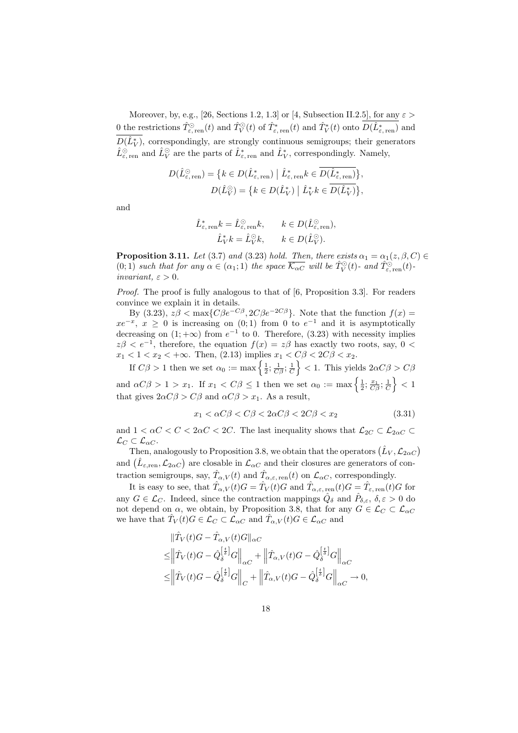Moreover, by, e.g., [26, Sections 1.2, 1.3] or [4, Subsection II.2.5], for any $\varepsilon > 0$ the restrictions $\hat{T}^{\odot}_{\varepsilon,\,\mathrm{ren}}(t)$ and $\hat{T}^{\odot}_{V}(t)$ of $\hat{T}^{*}_{\varepsilon,\,\mathrm{ren}}(t)$ and $\hat{T}^{*}_{V}(t)$ onto $\overline{D(\hat{L}^{*}_{\varepsilon,\,\mathrm{ren}})}$ and $\overline{D(\hat{L}^{*}_{V})}$, correspondingly, are strongly continuous semigroups; their generators $\hat{L}^{\odot}_{\varepsilon,\,\mathrm{ren}}$ and $\hat{L}^{\odot}_{V}$ are the parts of $\hat{L}^{*}_{\varepsilon,\,\mathrm{ren}}$ and $\hat{L}^{*}_{V}$, correspondingly. Namely,

$$D(\hat{L}^{\odot}_{\varepsilon,\,\mathrm{ren}}) = \bigl\{ k \in D(\hat{L}^{*}_{\varepsilon,\,\mathrm{ren}}) \bigm| \hat{L}^{*}_{\varepsilon,\,\mathrm{ren}} k \in \overline{D(\hat{L}^{*}_{\varepsilon,\,\mathrm{ren}})} \bigr\},$$
$$D(\hat{L}^{\odot}_{V}) = \bigl\{ k \in D(\hat{L}^{*}_{V}) \bigm| \hat{L}^{*}_{V} k \in \overline{D(\hat{L}^{*}_{V})} \bigr\},$$

and

$$\hat{L}^{*}_{\varepsilon,\,\mathrm{ren}} k = \hat{L}^{\odot}_{\varepsilon,\,\mathrm{ren}} k, \qquad k \in D(\hat{L}^{\odot}_{\varepsilon,\,\mathrm{ren}}),$$
$$\hat{L}^{*}_{V} k = \hat{L}^{\odot}_{V} k, \qquad k \in D(\hat{L}^{\odot}_{V}).$$

**Proposition 3.11.** *Let* (3.7) *and* (3.23) *hold. Then, there exists* $\alpha_1 = \alpha_1(z, \beta, C) \in (0; 1)$ *such that for any* $\alpha \in (\alpha_1; 1)$ *the space* $\overline{\mathcal{K}_{\alpha C}}$ *will be* $\hat{T}^{\odot}_{V}(t)$*- and* $\hat{T}^{\odot}_{\varepsilon,\,\mathrm{ren}}(t)$*-invariant,* $\varepsilon > 0$.

*Proof.* The proof is fully analogous to that of [6, Proposition 3.3]. For readers convince we explain it in details.

By (3.23), $z\beta < \max\{C\beta e^{-C\beta}, 2C\beta e^{-2C\beta}\}$. Note that the function $f(x) = xe^{-x}$, $x \geq 0$ is increasing on $(0; 1)$ from $0$ to $e^{-1}$ and it is asymptotically decreasing on $(1; +\infty)$ from $e^{-1}$ to $0$. Therefore, (3.23) with necessity implies $z\beta < e^{-1}$, therefore, the equation $f(x) = z\beta$ has exactly two roots, say, $0 < x_1 < 1 < x_2 < +\infty$. Then, (2.13) implies $x_1 < C\beta < 2C\beta < x_2$.

If $C\beta > 1$ then we set $\alpha_0 := \max\left\{ \frac{1}{2}; \frac{1}{C\beta}; \frac{1}{C} \right\} < 1$. This yields $2\alpha C\beta > C\beta$ and $\alpha C\beta > 1 > x_1$. If $x_1 < C\beta \leq 1$ then we set $\alpha_0 := \max\left\{ \frac{1}{2}; \frac{x_1}{C\beta}; \frac{1}{C} \right\} < 1$ that gives $2\alpha C\beta > C\beta$ and $\alpha C\beta > x_1$. As a result,

$$x_1 < \alpha C\beta < C\beta < 2\alpha C\beta < 2C\beta < x_2 \tag{3.31}$$

and $1 < \alpha C < C < 2\alpha C < 2C$. The last inequality shows that $\mathcal{L}_{2C} \subset \mathcal{L}_{2\alpha C} \subset \mathcal{L}_{C} \subset \mathcal{L}_{\alpha C}$.

Then, analogously to Proposition 3.8, we obtain that the operators $\bigl(\hat{L}_V, \mathcal{L}_{2\alpha C}\bigr)$ and $\bigl(\hat{L}_{\varepsilon,\mathrm{ren}}, \mathcal{L}_{2\alpha C}\bigr)$ are closable in $\mathcal{L}_{\alpha C}$ and their closures are generators of contraction semigroups, say, $\hat{T}_{\alpha,V}(t)$ and $\hat{T}_{\alpha,\varepsilon,\mathrm{ren}}(t)$ on $\mathcal{L}_{\alpha C}$, correspondingly.

It is easy to see, that $\hat{T}_{\alpha,V}(t)G = \hat{T}_V(t)G$ and $\hat{T}_{\alpha,\varepsilon,\,\mathrm{ren}}(t)G = \hat{T}_{\varepsilon,\,\mathrm{ren}}(t)G$ for any $G \in \mathcal{L}_C$. Indeed, since the contraction mappings $\hat{Q}_\delta$ and $\hat{P}_{\delta,\varepsilon}$, $\delta, \varepsilon > 0$ do not depend on $\alpha$, we obtain, by Proposition 3.8, that for any $G \in \mathcal{L}_C \subset \mathcal{L}_{\alpha C}$ we have that $\hat{T}_V(t)G \in \mathcal{L}_C \subset \mathcal{L}_{\alpha C}$ and $\hat{T}_{\alpha,V}(t)G \in \mathcal{L}_{\alpha C}$ and

$$\begin{aligned}
&\|\hat{T}_V(t)G - \hat{T}_{\alpha,V}(t)G\|_{\alpha C} \\
\leq &\Bigl\| \hat{T}_V(t)G - \hat{Q}_\delta^{\left[\frac{t}{\delta}\right]} G \Bigr\|_{\alpha C} + \Bigl\| \hat{T}_{\alpha,V}(t)G - \hat{Q}_\delta^{\left[\frac{t}{\delta}\right]} G \Bigr\|_{\alpha C} \\
\leq &\Bigl\| \hat{T}_V(t)G - \hat{Q}_\delta^{\left[\frac{t}{\delta}\right]} G \Bigr\|_{C} + \Bigl\| \hat{T}_{\alpha,V}(t)G - \hat{Q}_\delta^{\left[\frac{t}{\delta}\right]} G \Bigr\|_{\alpha C} \to 0,
\end{aligned}$$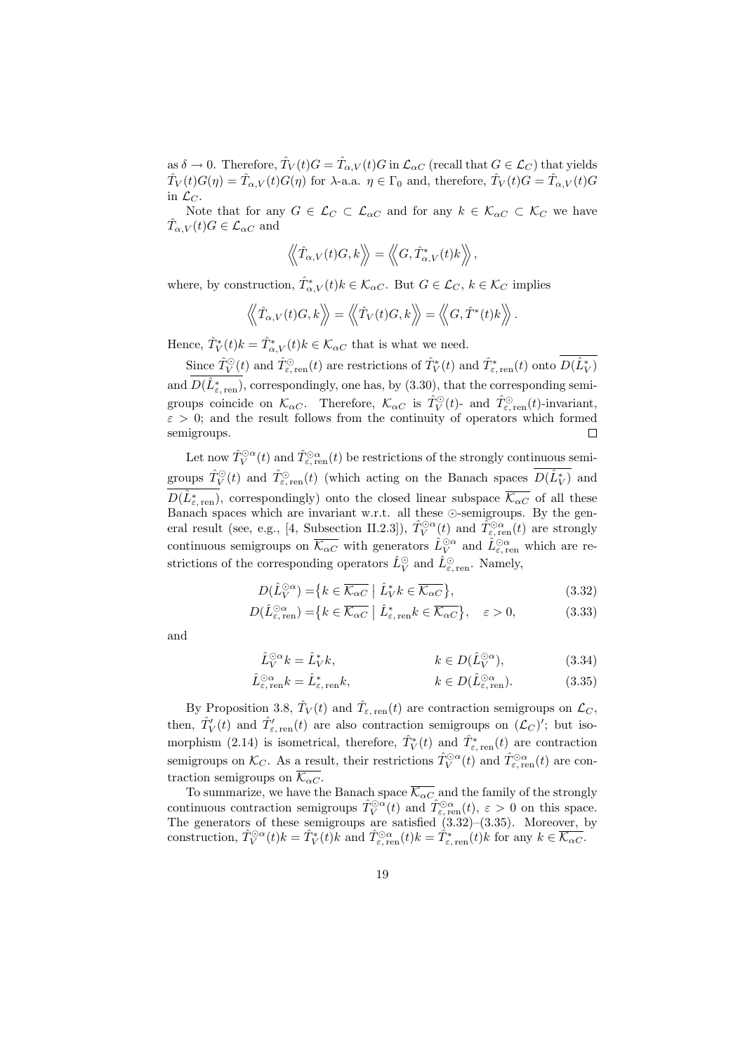as $\delta \to 0$. Therefore, $\hat{T}_V(t)G = \hat{T}_{\alpha,V}(t)G$ in $\mathcal{L}_{\alpha C}$ (recall that $G \in \mathcal{L}_C$) that yields $\hat{T}_V(t)G(\eta) = \hat{T}_{\alpha,V}(t)G(\eta)$ for $\lambda$-a.a. $\eta \in \Gamma_0$ and, therefore, $\hat{T}_V(t)G = \hat{T}_{\alpha,V}(t)G$ in $\mathcal{L}_C$.

Note that for any $G \in \mathcal{L}_C \subset \mathcal{L}_{\alpha C}$ and for any $k \in \mathcal{K}_{\alpha C} \subset \mathcal{K}_C$ we have $\hat{T}_{\alpha,V}(t)G \in \mathcal{L}_{\alpha C}$ and

$$\left\langle\!\!\left\langle \hat{T}_{\alpha,V}(t)G, k \right\rangle\!\!\right\rangle = \left\langle\!\!\left\langle G, \hat{T}^*_{\alpha,V}(t)k \right\rangle\!\!\right\rangle,$$

where, by construction, $\hat{T}^*_{\alpha,V}(t)k \in \mathcal{K}_{\alpha C}$. But $G \in \mathcal{L}_C$, $k \in \mathcal{K}_C$ implies

$$\left\langle\!\!\left\langle \hat{T}_{\alpha,V}(t)G, k \right\rangle\!\!\right\rangle = \left\langle\!\!\left\langle \hat{T}_V(t)G, k \right\rangle\!\!\right\rangle = \left\langle\!\!\left\langle G, \hat{T}^*(t)k \right\rangle\!\!\right\rangle.$$

Hence, $\hat{T}^*_V(t)k = \hat{T}^*_{\alpha,V}(t)k \in \mathcal{K}_{\alpha C}$ that is what we need.

Since $\hat{T}^{\odot}_V(t)$ and $\hat{T}^{\odot}_{\varepsilon,\mathrm{ren}}(t)$ are restrictions of $\hat{T}^*_V(t)$ and $\hat{T}^*_{\varepsilon,\mathrm{ren}}(t)$ onto $\overline{D(\hat{L}^*_V)}$ and $\overline{D(\hat{L}^*_{\varepsilon,\mathrm{ren}})}$, correspondingly, one has, by (3.30), that the corresponding semigroups coincide on $\mathcal{K}_{\alpha C}$. Therefore, $\mathcal{K}_{\alpha C}$ is $\hat{T}^{\odot}_V(t)$- and $\hat{T}^{\odot}_{\varepsilon,\mathrm{ren}}(t)$-invariant, $\varepsilon > 0$; and the result follows from the continuity of operators which formed semigroups. $\square$

Let now $\hat{T}^{\odot\alpha}_V(t)$ and $\hat{T}^{\odot\alpha}_{\varepsilon,\mathrm{ren}}(t)$ be restrictions of the strongly continuous semigroups $\hat{T}^{\odot}_V(t)$ and $\hat{T}^{\odot}_{\varepsilon,\mathrm{ren}}(t)$ (which acting on the Banach spaces $\overline{D(\hat{L}^*_V)}$ and $\overline{D(\hat{L}^*_{\varepsilon,\mathrm{ren}})}$, correspondingly) onto the closed linear subspace $\overline{\mathcal{K}_{\alpha C}}$ of all these Banach spaces which are invariant w.r.t. all these $\odot$-semigroups. By the general result (see, e.g., [4, Subsection II.2.3]), $\hat{T}^{\odot\alpha}_V(t)$ and $\hat{T}^{\odot\alpha}_{\varepsilon,\mathrm{ren}}(t)$ are strongly continuous semigroups on $\overline{\mathcal{K}_{\alpha C}}$ with generators $\hat{L}^{\odot\alpha}_V$ and $\hat{L}^{\odot\alpha}_{\varepsilon,\mathrm{ren}}$ which are restrictions of the corresponding operators $\hat{L}^{\odot}_V$ and $\hat{L}^{\odot}_{\varepsilon,\mathrm{ren}}$. Namely,

$$D(\hat{L}^{\odot\alpha}_V) = \bigl\{k \in \overline{\mathcal{K}_{\alpha C}} \bigm| \hat{L}^*_V k \in \overline{\mathcal{K}_{\alpha C}}\bigr\}, \tag{3.32}$$

$$D(\hat{L}^{\odot\alpha}_{\varepsilon,\mathrm{ren}}) = \bigl\{k \in \overline{\mathcal{K}_{\alpha C}} \bigm| \hat{L}^*_{\varepsilon,\mathrm{ren}} k \in \overline{\mathcal{K}_{\alpha C}}\bigr\}, \quad \varepsilon > 0, \tag{3.33}$$

and

$$\hat{L}^{\odot\alpha}_V k = \hat{L}^*_V k, \qquad k \in D(\hat{L}^{\odot\alpha}_V), \tag{3.34}$$

$$\hat{L}^{\odot\alpha}_{\varepsilon,\mathrm{ren}} k = \hat{L}^*_{\varepsilon,\mathrm{ren}} k, \qquad k \in D(\hat{L}^{\odot\alpha}_{\varepsilon,\mathrm{ren}}). \tag{3.35}$$

By Proposition 3.8, $\hat{T}_V(t)$ and $\hat{T}_{\varepsilon,\mathrm{ren}}(t)$ are contraction semigroups on $\mathcal{L}_C$, then, $\hat{T}'_V(t)$ and $\hat{T}'_{\varepsilon,\mathrm{ren}}(t)$ are also contraction semigroups on $(\mathcal{L}_C)'$; but isomorphism (2.14) is isometrical, therefore, $\hat{T}^*_V(t)$ and $\hat{T}^*_{\varepsilon,\mathrm{ren}}(t)$ are contraction semigroups on $\mathcal{K}_C$. As a result, their restrictions $\hat{T}^{\odot\alpha}_V(t)$ and $\hat{T}^{\odot\alpha}_{\varepsilon,\mathrm{ren}}(t)$ are contraction semigroups on $\overline{\mathcal{K}_{\alpha C}}$.

To summarize, we have the Banach space $\overline{\mathcal{K}_{\alpha C}}$ and the family of the strongly continuous contraction semigroups $\hat{T}^{\odot\alpha}_V(t)$ and $\hat{T}^{\odot\alpha}_{\varepsilon,\mathrm{ren}}(t)$, $\varepsilon > 0$ on this space. The generators of these semigroups are satisfied (3.32)–(3.35). Moreover, by construction, $\hat{T}^{\odot\alpha}_V(t)k = \hat{T}^*_V(t)k$ and $\hat{T}^{\odot\alpha}_{\varepsilon,\mathrm{ren}}(t)k = \hat{T}^*_{\varepsilon,\mathrm{ren}}(t)k$ for any $k \in \overline{\mathcal{K}_{\alpha C}}$.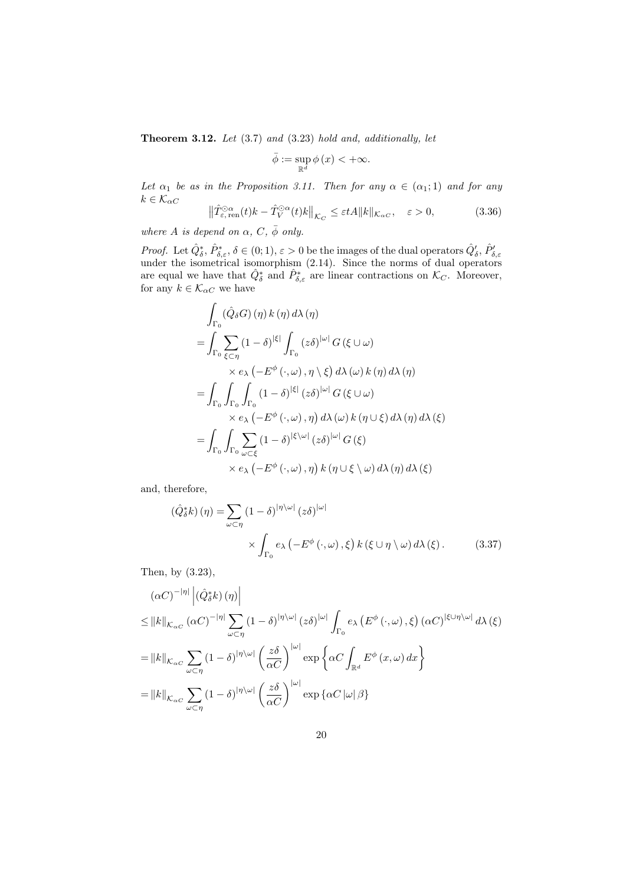**Theorem 3.12.** *Let* (3.7) *and* (3.23) *hold and, additionally, let*

$$\bar{\phi} := \sup_{\mathbb{R}^d} \phi(x) < +\infty.$$

*Let* $\alpha_1$ *be as in the Proposition 3.11. Then for any* $\alpha \in (\alpha_1; 1)$ *and for any* $k \in \mathcal{K}_{\alpha C}$

$$\left\| \hat{T}^{\odot\alpha}_{\varepsilon,\,\mathrm{ren}}(t)k - \hat{T}^{\odot\alpha}_{V}(t)k \right\|_{\mathcal{K}_C} \le \varepsilon t A \|k\|_{\mathcal{K}_{\alpha C}}, \quad \varepsilon > 0, \tag{3.36}$$

*where* $A$ *is depend on* $\alpha$, $C$, $\bar{\phi}$ *only.*

*Proof.* Let $\hat{Q}^*_\delta$, $\hat{P}^*_{\delta,\varepsilon}$, $\delta \in (0;1)$, $\varepsilon > 0$ be the images of the dual operators $\hat{Q}'_\delta$, $\hat{P}'_{\delta,\varepsilon}$ under the isometrical isomorphism (2.14). Since the norms of dual operators are equal we have that $\hat{Q}^*_\delta$ and $\hat{P}^*_{\delta,\varepsilon}$ are linear contractions on $\mathcal{K}_C$. Moreover, for any $k \in \mathcal{K}_{\alpha C}$ we have

$$\begin{aligned}
&\int_{\Gamma_0} (\hat{Q}_\delta G)(\eta)\, k(\eta)\, d\lambda(\eta) \\
&= \int_{\Gamma_0} \sum_{\xi \subset \eta} (1-\delta)^{|\xi|} \int_{\Gamma_0} (z\delta)^{|\omega|}\, G(\xi \cup \omega) \\
&\qquad \times e_\lambda\left(-E^\phi(\cdot,\omega), \eta \setminus \xi\right) d\lambda(\omega)\, k(\eta)\, d\lambda(\eta) \\
&= \int_{\Gamma_0} \int_{\Gamma_0} \int_{\Gamma_0} (1-\delta)^{|\xi|} (z\delta)^{|\omega|}\, G(\xi \cup \omega) \\
&\qquad \times e_\lambda\left(-E^\phi(\cdot,\omega), \eta\right) d\lambda(\omega)\, k(\eta \cup \xi)\, d\lambda(\eta)\, d\lambda(\xi) \\
&= \int_{\Gamma_0} \int_{\Gamma_0} \sum_{\omega \subset \xi} (1-\delta)^{|\xi \setminus \omega|} (z\delta)^{|\omega|}\, G(\xi) \\
&\qquad \times e_\lambda\left(-E^\phi(\cdot,\omega), \eta\right) k(\eta \cup \xi \setminus \omega)\, d\lambda(\eta)\, d\lambda(\xi)
\end{aligned}$$

and, therefore,

$$\begin{aligned}
(\hat{Q}^*_\delta k)(\eta) = &\sum_{\omega \subset \eta} (1-\delta)^{|\eta \setminus \omega|} (z\delta)^{|\omega|} \\
&\times \int_{\Gamma_0} e_\lambda\left(-E^\phi(\cdot,\omega), \xi\right) k(\xi \cup \eta \setminus \omega)\, d\lambda(\xi).
\end{aligned} \tag{3.37}$$

Then, by (3.23),

$$\begin{aligned}
&(\alpha C)^{-|\eta|} \left| (\hat{Q}^*_\delta k)(\eta) \right| \\
&\le \|k\|_{\mathcal{K}_{\alpha C}} (\alpha C)^{-|\eta|} \sum_{\omega \subset \eta} (1-\delta)^{|\eta \setminus \omega|} (z\delta)^{|\omega|} \int_{\Gamma_0} e_\lambda\left(E^\phi(\cdot,\omega), \xi\right) (\alpha C)^{|\xi \cup \eta \setminus \omega|}\, d\lambda(\xi) \\
&= \|k\|_{\mathcal{K}_{\alpha C}} \sum_{\omega \subset \eta} (1-\delta)^{|\eta \setminus \omega|} \left(\frac{z\delta}{\alpha C}\right)^{|\omega|} \exp\left\{ \alpha C \int_{\mathbb{R}^d} E^\phi(x,\omega)\, dx \right\} \\
&= \|k\|_{\mathcal{K}_{\alpha C}} \sum_{\omega \subset \eta} (1-\delta)^{|\eta \setminus \omega|} \left(\frac{z\delta}{\alpha C}\right)^{|\omega|} \exp\left\{ \alpha C\, |\omega|\, \beta \right\}
\end{aligned}$$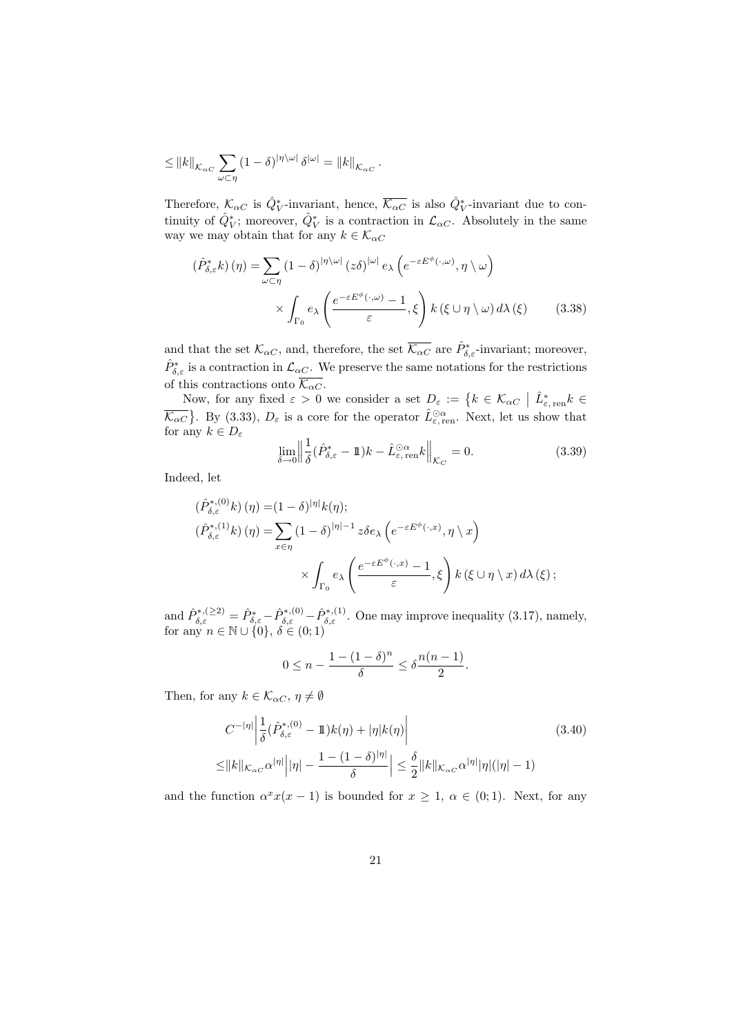$$\leq \|k\|_{\mathcal{K}_{\alpha C}} \sum_{\omega \subset \eta} (1-\delta)^{|\eta \setminus \omega|} \delta^{|\omega|} = \|k\|_{\mathcal{K}_{\alpha C}}.$$

Therefore, $\mathcal{K}_{\alpha C}$ is $\hat{Q}_V^*$-invariant, hence, $\overline{\mathcal{K}_{\alpha C}}$ is also $\hat{Q}_V^*$-invariant due to continuity of $\hat{Q}_V^*$; moreover, $\hat{Q}_V^*$ is a contraction in $\mathcal{L}_{\alpha C}$. Absolutely in the same way we may obtain that for any $k \in \mathcal{K}_{\alpha C}$

$$\begin{aligned}
\left(\hat{P}^*_{\delta,\varepsilon} k\right)(\eta) = \sum_{\omega \subset \eta} (1-\delta)^{|\eta \setminus \omega|} (z\delta)^{|\omega|} e_\lambda\left(e^{-\varepsilon E^\phi(\cdot,\omega)}, \eta \setminus \omega\right) \\
\times \int_{\Gamma_0} e_\lambda\left(\frac{e^{-\varepsilon E^\phi(\cdot,\omega)}-1}{\varepsilon}, \xi\right) k(\xi \cup \eta \setminus \omega)\, d\lambda(\xi)
\end{aligned} \tag{3.38}$$

and that the set $\mathcal{K}_{\alpha C}$, and, therefore, the set $\overline{\mathcal{K}_{\alpha C}}$ are $\hat{P}^*_{\delta,\varepsilon}$-invariant; moreover, $\hat{P}^*_{\delta,\varepsilon}$ is a contraction in $\mathcal{L}_{\alpha C}$. We preserve the same notations for the restrictions of this contractions onto $\overline{\mathcal{K}_{\alpha C}}$.

Now, for any fixed $\varepsilon > 0$ we consider a set $D_\varepsilon := \left\{k \in \mathcal{K}_{\alpha C} \;\middle|\; \hat{L}^*_{\varepsilon,\mathrm{ren}} k \in \overline{\mathcal{K}_{\alpha C}}\right\}$. By (3.33), $D_\varepsilon$ is a core for the operator $\hat{L}^{\odot\alpha}_{\varepsilon,\mathrm{ren}}$. Next, let us show that for any $k \in D_\varepsilon$

$$\lim_{\delta \to 0} \left\| \frac{1}{\delta}(\hat{P}^*_{\delta,\varepsilon} - 1\!\!1)k - \hat{L}^{\odot\alpha}_{\varepsilon,\mathrm{ren}} k \right\|_{\mathcal{K}_C} = 0. \tag{3.39}$$

Indeed, let

$$\begin{aligned}
\left(\hat{P}^{*,(0)}_{\delta,\varepsilon} k\right)(\eta) &= (1-\delta)^{|\eta|} k(\eta); \\
\left(\hat{P}^{*,(1)}_{\delta,\varepsilon} k\right)(\eta) &= \sum_{x \in \eta} (1-\delta)^{|\eta|-1} z\delta e_\lambda\left(e^{-\varepsilon E^\phi(\cdot,x)}, \eta \setminus x\right) \\
&\qquad \times \int_{\Gamma_0} e_\lambda\left(\frac{e^{-\varepsilon E^\phi(\cdot,x)}-1}{\varepsilon}, \xi\right) k(\xi \cup \eta \setminus x)\, d\lambda(\xi);
\end{aligned}$$

and $\hat{P}^{*,(\geq 2)}_{\delta,\varepsilon} = \hat{P}^*_{\delta,\varepsilon} - \hat{P}^{*,(0)}_{\delta,\varepsilon} - \hat{P}^{*,(1)}_{\delta,\varepsilon}$. One may improve inequality (3.17), namely, for any $n \in \mathbb{N} \cup \{0\}$, $\delta \in (0;1)$

$$0 \leq n - \frac{1-(1-\delta)^n}{\delta} \leq \delta \frac{n(n-1)}{2}.$$

Then, for any $k \in \mathcal{K}_{\alpha C}$, $\eta \neq \emptyset$

$$\begin{aligned}
&C^{-|\eta|} \left| \frac{1}{\delta}(\hat{P}^{*,(0)}_{\delta,\varepsilon} - 1\!\!1)k(\eta) + |\eta| k(\eta) \right| \\
\leq &\|k\|_{\mathcal{K}_{\alpha C}} \alpha^{|\eta|} \left| |\eta| - \frac{1-(1-\delta)^{|\eta|}}{\delta} \right| \leq \frac{\delta}{2} \|k\|_{\mathcal{K}_{\alpha C}} \alpha^{|\eta|} |\eta| (|\eta|-1)
\end{aligned} \tag{3.40}$$

and the function $\alpha^x x(x-1)$ is bounded for $x \geq 1$, $\alpha \in (0;1)$. Next, for any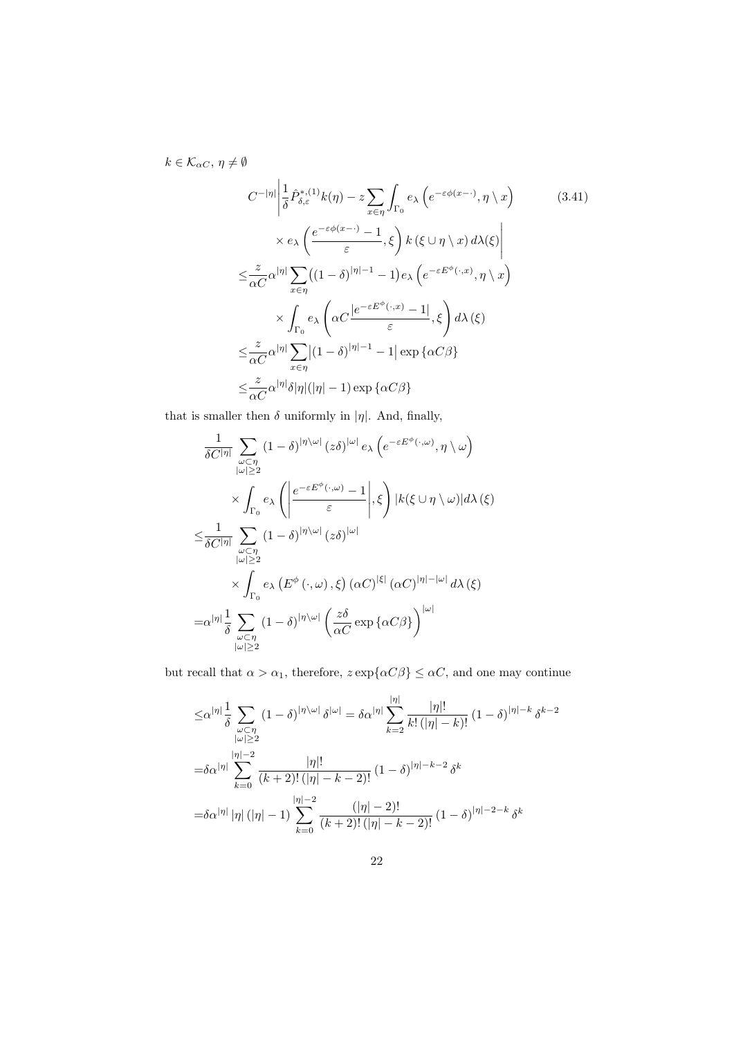$k \in \mathcal{K}_{\alpha C}$, $\eta \neq \emptyset$

$$
\begin{aligned}
&C^{-|\eta|}\Bigg|\frac{1}{\delta}\hat{P}^{*,(1)}_{\delta,\varepsilon}k(\eta) - z\sum_{x\in\eta}\int_{\Gamma_0} e_\lambda\left(e^{-\varepsilon\phi(x-\cdot)},\eta\setminus x\right) \qquad (3.41)\\
&\qquad\times e_\lambda\left(\frac{e^{-\varepsilon\phi(x-\cdot)}-1}{\varepsilon},\xi\right)k\left(\xi\cup\eta\setminus x\right)d\lambda(\xi)\Bigg|\\
\leq&\frac{z}{\alpha C}\alpha^{|\eta|}\sum_{x\in\eta}\big((1-\delta)^{|\eta|-1}-1\big)e_\lambda\left(e^{-\varepsilon E^\phi(\cdot,x)},\eta\setminus x\right)\\
&\qquad\times\int_{\Gamma_0} e_\lambda\left(\alpha C\frac{|e^{-\varepsilon E^\phi(\cdot,x)}-1|}{\varepsilon},\xi\right)d\lambda\left(\xi\right)\\
\leq&\frac{z}{\alpha C}\alpha^{|\eta|}\sum_{x\in\eta}\big|(1-\delta)^{|\eta|-1}-1\big|\exp\left\{\alpha C\beta\right\}\\
\leq&\frac{z}{\alpha C}\alpha^{|\eta|}\delta|\eta|(|\eta|-1)\exp\left\{\alpha C\beta\right\}
\end{aligned}
$$

that is smaller then $\delta$ uniformly in $|\eta|$. And, finally,

$$
\begin{aligned}
&\frac{1}{\delta C^{|\eta|}}\sum_{\substack{\omega\subset\eta\\|\omega|\geq 2}}\left(1-\delta\right)^{|\eta\setminus\omega|}\left(z\delta\right)^{|\omega|}e_\lambda\left(e^{-\varepsilon E^\phi(\cdot,\omega)},\eta\setminus\omega\right)\\
&\qquad\times\int_{\Gamma_0} e_\lambda\left(\left|\frac{e^{-\varepsilon E^\phi(\cdot,\omega)}-1}{\varepsilon}\right|,\xi\right)|k(\xi\cup\eta\setminus\omega)|d\lambda\left(\xi\right)\\
\leq&\frac{1}{\delta C^{|\eta|}}\sum_{\substack{\omega\subset\eta\\|\omega|\geq 2}}\left(1-\delta\right)^{|\eta\setminus\omega|}\left(z\delta\right)^{|\omega|}\\
&\qquad\times\int_{\Gamma_0} e_\lambda\left(E^\phi\left(\cdot,\omega\right),\xi\right)\left(\alpha C\right)^{|\xi|}\left(\alpha C\right)^{|\eta|-|\omega|}d\lambda\left(\xi\right)\\
=&\alpha^{|\eta|}\frac{1}{\delta}\sum_{\substack{\omega\subset\eta\\|\omega|\geq 2}}\left(1-\delta\right)^{|\eta\setminus\omega|}\left(\frac{z\delta}{\alpha C}\exp\left\{\alpha C\beta\right\}\right)^{|\omega|}
\end{aligned}
$$

but recall that $\alpha > \alpha_1$, therefore, $z\exp\{\alpha C\beta\} \leq \alpha C$, and one may continue

$$
\begin{aligned}
\leq&\alpha^{|\eta|}\frac{1}{\delta}\sum_{\substack{\omega\subset\eta\\|\omega|\geq 2}}\left(1-\delta\right)^{|\eta\setminus\omega|}\delta^{|\omega|}=\delta\alpha^{|\eta|}\sum_{k=2}^{|\eta|}\frac{|\eta|!}{k!\left(|\eta|-k\right)!}\left(1-\delta\right)^{|\eta|-k}\delta^{k-2}\\
=&\delta\alpha^{|\eta|}\sum_{k=0}^{|\eta|-2}\frac{|\eta|!}{(k+2)!\left(|\eta|-k-2\right)!}\left(1-\delta\right)^{|\eta|-k-2}\delta^{k}\\
=&\delta\alpha^{|\eta|}\left|\eta\right|\left(|\eta|-1\right)\sum_{k=0}^{|\eta|-2}\frac{(|\eta|-2)!}{(k+2)!\left(|\eta|-k-2\right)!}\left(1-\delta\right)^{|\eta|-2-k}\delta^{k}
\end{aligned}
$$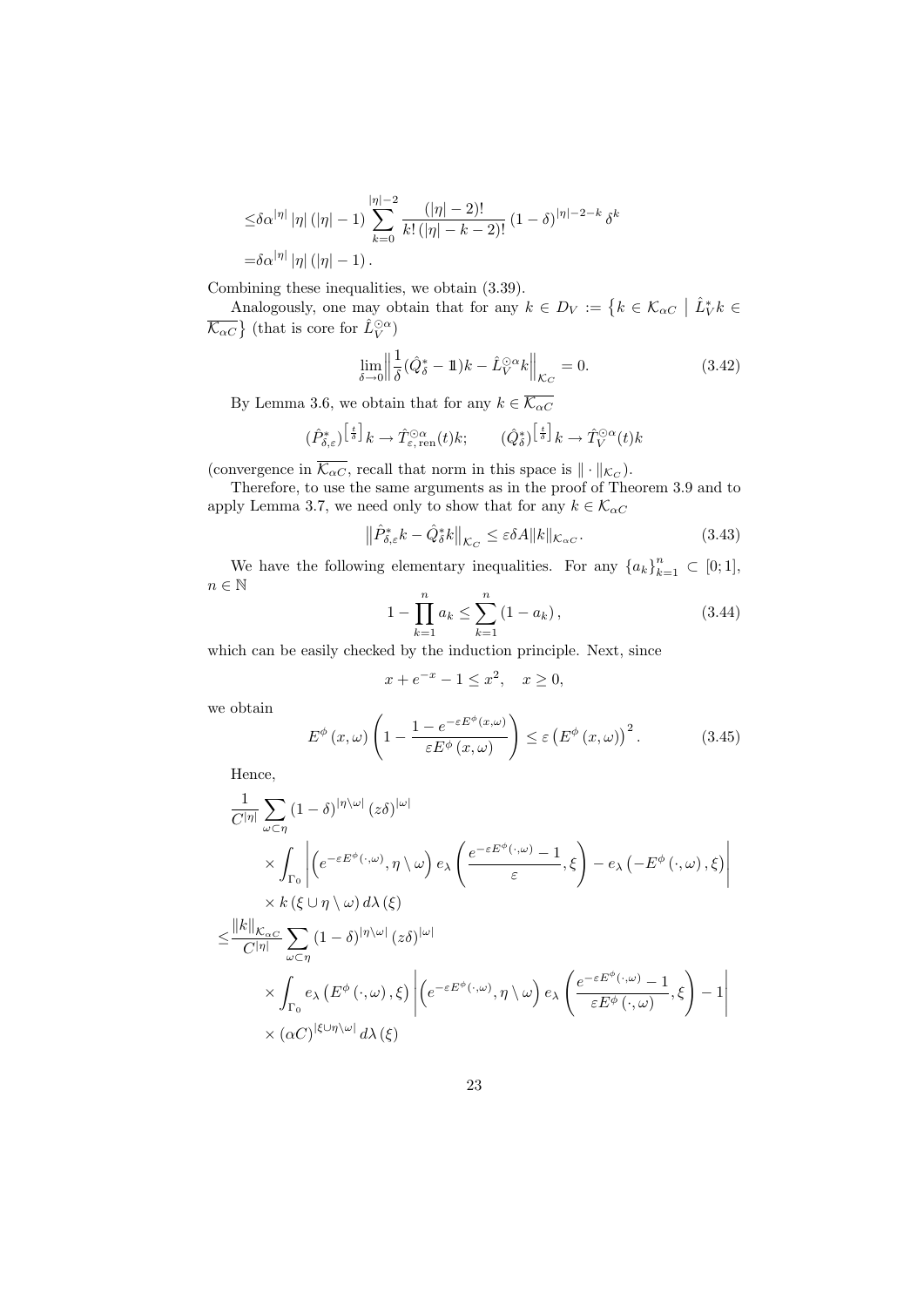$$
\begin{aligned}
&\leq \delta \alpha^{|\eta|} |\eta| (|\eta|-1) \sum_{k=0}^{|\eta|-2} \frac{(|\eta|-2)!}{k! (|\eta|-k-2)!} (1-\delta)^{|\eta|-2-k} \delta^k \\
&= \delta \alpha^{|\eta|} |\eta| (|\eta|-1).
\end{aligned}
$$

Combining these inequalities, we obtain (3.39).

Analogously, one may obtain that for any $k \in D_V := \{ k \in \mathcal{K}_{\alpha C} \mid \hat{L}_V^* k \in \overline{\mathcal{K}_{\alpha C}} \}$ (that is core for $\hat{L}_V^{\odot \alpha}$)

$$
\lim_{\delta \to 0} \left\| \frac{1}{\delta} (\hat{Q}_\delta^* - 1\!\!1) k - \hat{L}_V^{\odot \alpha} k \right\|_{\mathcal{K}_C} = 0. \tag{3.42}
$$

By Lemma 3.6, we obtain that for any $k \in \overline{\mathcal{K}_{\alpha C}}$

$$
(\hat{P}_{\delta,\varepsilon}^*)^{\left[\frac{t}{\delta}\right]} k \to \hat{T}_{\varepsilon,\,\mathrm{ren}}^{\odot \alpha}(t) k; \qquad (\hat{Q}_\delta^*)^{\left[\frac{t}{\delta}\right]} k \to \hat{T}_V^{\odot \alpha}(t) k
$$

(convergence in $\overline{\mathcal{K}_{\alpha C}}$, recall that norm in this space is $\| \cdot \|_{\mathcal{K}_C}$).

Therefore, to use the same arguments as in the proof of Theorem 3.9 and to apply Lemma 3.7, we need only to show that for any $k \in \mathcal{K}_{\alpha C}$

$$
\left\| \hat{P}_{\delta,\varepsilon}^* k - \hat{Q}_\delta^* k \right\|_{\mathcal{K}_C} \leq \varepsilon \delta A \|k\|_{\mathcal{K}_{\alpha C}}. \tag{3.43}
$$

We have the following elementary inequalities. For any $\{a_k\}_{k=1}^n \subset [0;1]$, $n \in \mathbb{N}$

$$
1 - \prod_{k=1}^n a_k \leq \sum_{k=1}^n (1 - a_k), \tag{3.44}
$$

which can be easily checked by the induction principle. Next, since

$$
x + e^{-x} - 1 \leq x^2, \quad x \geq 0,
$$

we obtain

$$
E^\phi(x,\omega) \left( 1 - \frac{1 - e^{-\varepsilon E^\phi(x,\omega)}}{\varepsilon E^\phi(x,\omega)} \right) \leq \varepsilon \left( E^\phi(x,\omega) \right)^2. \tag{3.45}
$$

Hence,

$$
\begin{aligned}
&\frac{1}{C^{|\eta|}} \sum_{\omega \subset \eta} (1-\delta)^{|\eta \setminus \omega|} (z\delta)^{|\omega|} \\
&\quad \times \int_{\Gamma_0} \left| \left( e^{-\varepsilon E^\phi(\cdot,\omega)}, \eta \setminus \omega \right) e_\lambda \left( \frac{e^{-\varepsilon E^\phi(\cdot,\omega)} - 1}{\varepsilon}, \xi \right) - e_\lambda \left( -E^\phi(\cdot,\omega), \xi \right) \right| \\
&\quad \times k(\xi \cup \eta \setminus \omega) \, d\lambda(\xi) \\
&\leq \frac{\|k\|_{\mathcal{K}_{\alpha C}}}{C^{|\eta|}} \sum_{\omega \subset \eta} (1-\delta)^{|\eta \setminus \omega|} (z\delta)^{|\omega|} \\
&\quad \times \int_{\Gamma_0} e_\lambda \left( E^\phi(\cdot,\omega), \xi \right) \left| \left( e^{-\varepsilon E^\phi(\cdot,\omega)}, \eta \setminus \omega \right) e_\lambda \left( \frac{e^{-\varepsilon E^\phi(\cdot,\omega)} - 1}{\varepsilon E^\phi(\cdot,\omega)}, \xi \right) - 1 \right| \\
&\quad \times (\alpha C)^{|\xi \cup \eta \setminus \omega|} \, d\lambda(\xi)
\end{aligned}
$$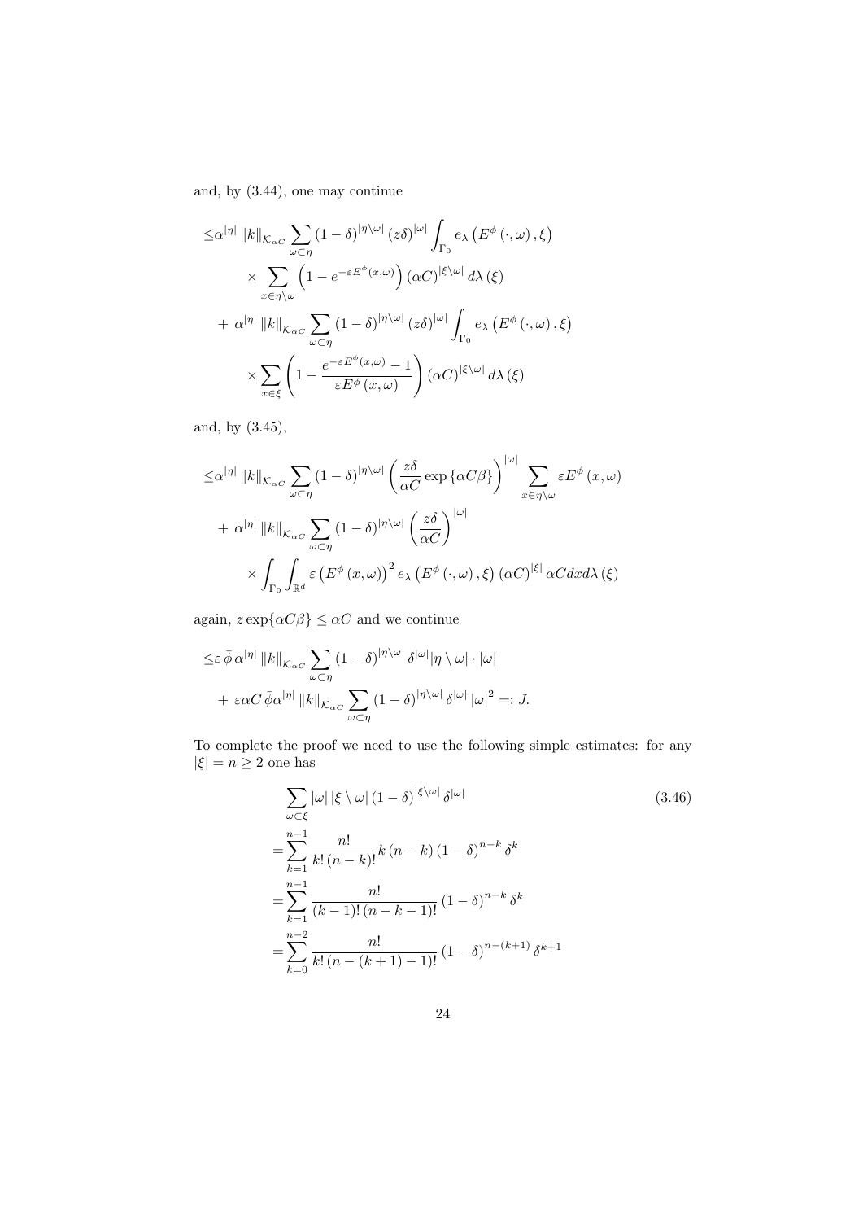and, by (3.44), one may continue

$$
\begin{aligned}
\leq & \alpha^{|\eta|} \|k\|_{\mathcal{K}_{\alpha C}} \sum_{\omega \subset \eta} (1-\delta)^{|\eta \setminus \omega|} (z\delta)^{|\omega|} \int_{\Gamma_0} e_\lambda \left(E^\phi(\cdot, \omega), \xi\right) \\
& \times \sum_{x \in \eta \setminus \omega} \left(1 - e^{-\varepsilon E^\phi(x,\omega)}\right) (\alpha C)^{|\xi \setminus \omega|} d\lambda(\xi) \\
& + \alpha^{|\eta|} \|k\|_{\mathcal{K}_{\alpha C}} \sum_{\omega \subset \eta} (1-\delta)^{|\eta \setminus \omega|} (z\delta)^{|\omega|} \int_{\Gamma_0} e_\lambda \left(E^\phi(\cdot, \omega), \xi\right) \\
& \times \sum_{x \in \xi} \left(1 - \frac{e^{-\varepsilon E^\phi(x,\omega)} - 1}{\varepsilon E^\phi(x,\omega)}\right) (\alpha C)^{|\xi \setminus \omega|} d\lambda(\xi)
\end{aligned}
$$

and, by (3.45),

$$
\begin{aligned}
\leq & \alpha^{|\eta|} \|k\|_{\mathcal{K}_{\alpha C}} \sum_{\omega \subset \eta} (1-\delta)^{|\eta \setminus \omega|} \left(\frac{z\delta}{\alpha C} \exp\{\alpha C \beta\}\right)^{|\omega|} \sum_{x \in \eta \setminus \omega} \varepsilon E^\phi(x, \omega) \\
& + \alpha^{|\eta|} \|k\|_{\mathcal{K}_{\alpha C}} \sum_{\omega \subset \eta} (1-\delta)^{|\eta \setminus \omega|} \left(\frac{z\delta}{\alpha C}\right)^{|\omega|} \\
& \times \int_{\Gamma_0} \int_{\mathbb{R}^d} \varepsilon \left(E^\phi(x,\omega)\right)^2 e_\lambda \left(E^\phi(\cdot,\omega), \xi\right) (\alpha C)^{|\xi|} \alpha C dx d\lambda(\xi)
\end{aligned}
$$

again, $z \exp\{\alpha C \beta\} \leq \alpha C$ and we continue

$$
\begin{aligned}
\leq & \varepsilon \, \bar{\phi} \, \alpha^{|\eta|} \|k\|_{\mathcal{K}_{\alpha C}} \sum_{\omega \subset \eta} (1-\delta)^{|\eta \setminus \omega|} \delta^{|\omega|} |\eta \setminus \omega| \cdot |\omega| \\
& + \varepsilon \alpha C \, \bar{\phi} \alpha^{|\eta|} \|k\|_{\mathcal{K}_{\alpha C}} \sum_{\omega \subset \eta} (1-\delta)^{|\eta \setminus \omega|} \delta^{|\omega|} |\omega|^2 =: J.
\end{aligned}
$$

To complete the proof we need to use the following simple estimates: for any $|\xi| = n \geq 2$ one has

$$
\begin{aligned}
& \sum_{\omega \subset \xi} |\omega| \, |\xi \setminus \omega| \, (1-\delta)^{|\xi \setminus \omega|} \delta^{|\omega|} \qquad (3.46) \\
= & \sum_{k=1}^{n-1} \frac{n!}{k! \, (n-k)!} k (n-k) (1-\delta)^{n-k} \delta^k \\
= & \sum_{k=1}^{n-1} \frac{n!}{(k-1)! \, (n-k-1)!} (1-\delta)^{n-k} \delta^k \\
= & \sum_{k=0}^{n-2} \frac{n!}{k! \, (n-(k+1)-1)!} (1-\delta)^{n-(k+1)} \delta^{k+1}
\end{aligned}
$$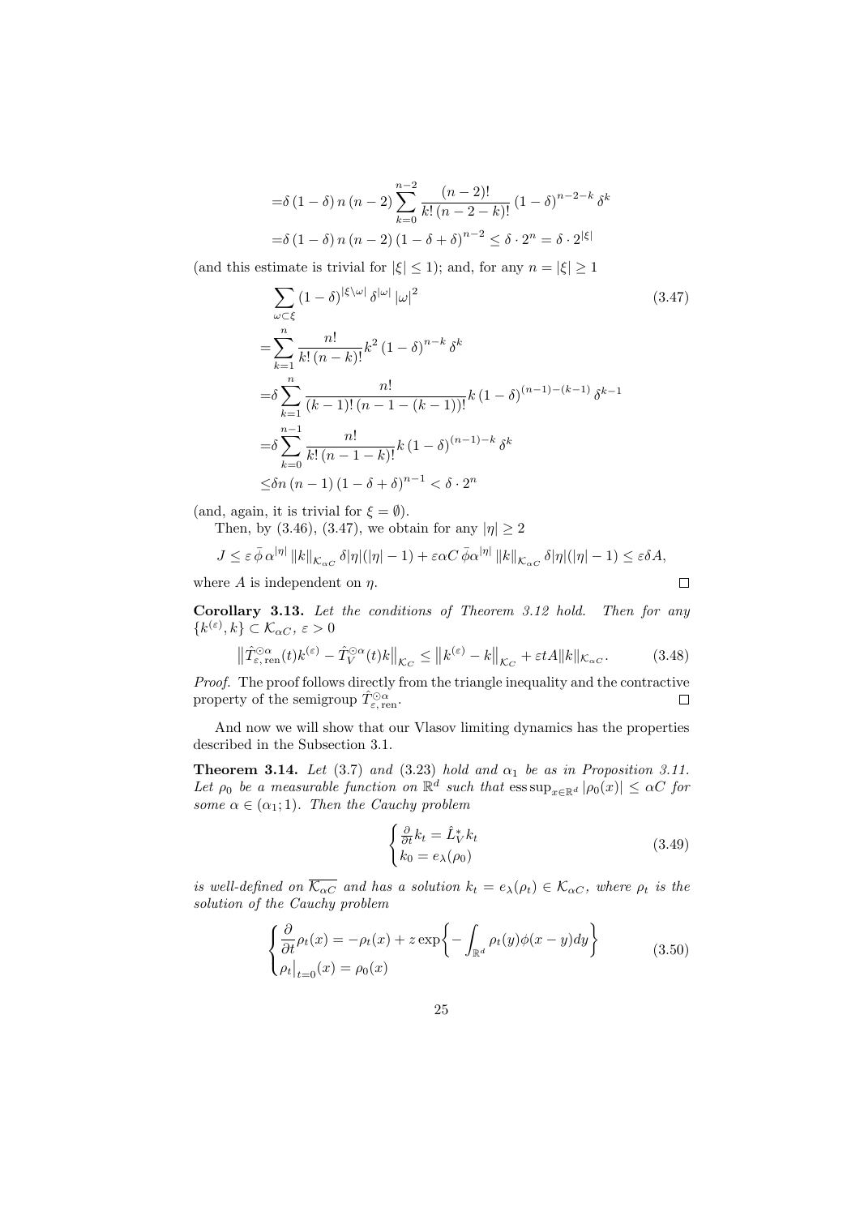$$
\begin{aligned}
=&\delta\,(1-\delta)\,n\,(n-2)\sum_{k=0}^{n-2}\frac{(n-2)!}{k!\,(n-2-k)!}\,(1-\delta)^{n-2-k}\,\delta^{k}\\
=&\delta\,(1-\delta)\,n\,(n-2)\,(1-\delta+\delta)^{n-2}\leq\delta\cdot 2^{n}=\delta\cdot 2^{|\xi|}
\end{aligned}
$$

(and this estimate is trivial for $|\xi|\leq 1$); and, for any $n=|\xi|\geq 1$

$$
\begin{aligned}
&\sum_{\omega\subset\xi}(1-\delta)^{|\xi\setminus\omega|}\,\delta^{|\omega|}\,|\omega|^{2} \qquad (3.47)\\
=&\sum_{k=1}^{n}\frac{n!}{k!\,(n-k)!}k^{2}\,(1-\delta)^{n-k}\,\delta^{k}\\
=&\delta\sum_{k=1}^{n}\frac{n!}{(k-1)!\,(n-1-(k-1))!}k\,(1-\delta)^{(n-1)-(k-1)}\,\delta^{k-1}\\
=&\delta\sum_{k=0}^{n-1}\frac{n!}{k!\,(n-1-k)!}k\,(1-\delta)^{(n-1)-k}\,\delta^{k}\\
\leq&\delta n\,(n-1)\,(1-\delta+\delta)^{n-1}<\delta\cdot 2^{n}
\end{aligned}
$$

(and, again, it is trivial for $\xi=\emptyset$).

Then, by (3.46), (3.47), we obtain for any $|\eta|\geq 2$

$$
J\leq\varepsilon\,\bar{\phi}\,\alpha^{|\eta|}\,\|k\|_{\mathcal{K}_{\alpha C}}\,\delta|\eta|(|\eta|-1)+\varepsilon\alpha C\,\bar{\phi}\alpha^{|\eta|}\,\|k\|_{\mathcal{K}_{\alpha C}}\,\delta|\eta|(|\eta|-1)\leq\varepsilon\delta A,
$$

where $A$ is independent on $\eta$. $\square$

**Corollary 3.13.** *Let the conditions of Theorem 3.12 hold. Then for any* $\{k^{(\varepsilon)},k\}\subset\mathcal{K}_{\alpha C}$, $\varepsilon>0$

$$
\left\|\hat{T}^{\odot\alpha}_{\varepsilon,\,\mathrm{ren}}(t)k^{(\varepsilon)}-\hat{T}^{\odot\alpha}_{V}(t)k\right\|_{\mathcal{K}_C}\leq\left\|k^{(\varepsilon)}-k\right\|_{\mathcal{K}_C}+\varepsilon tA\|k\|_{\mathcal{K}_{\alpha C}}. \qquad (3.48)
$$

*Proof.* The proof follows directly from the triangle inequality and the contractive property of the semigroup $\hat{T}^{\odot\alpha}_{\varepsilon,\,\mathrm{ren}}$. $\square$

And now we will show that our Vlasov limiting dynamics has the properties described in the Subsection 3.1.

**Theorem 3.14.** *Let* (3.7) *and* (3.23) *hold and* $\alpha_1$ *be as in Proposition 3.11. Let* $\rho_0$ *be a measurable function on* $\mathbb{R}^d$ *such that* $\operatorname{ess\,sup}_{x\in\mathbb{R}^d}|\rho_0(x)|\leq\alpha C$ *for some* $\alpha\in(\alpha_1;1)$. *Then the Cauchy problem*

$$
\begin{cases}\frac{\partial}{\partial t}k_t=\hat{L}^{*}_{V}k_t\\ k_0=e_\lambda(\rho_0)\end{cases} \qquad (3.49)
$$

*is well-defined on* $\overline{\mathcal{K}_{\alpha C}}$ *and has a solution* $k_t=e_\lambda(\rho_t)\in\mathcal{K}_{\alpha C}$, *where* $\rho_t$ *is the solution of the Cauchy problem*

$$
\begin{cases}\dfrac{\partial}{\partial t}\rho_t(x)=-\rho_t(x)+z\exp\Bigl\{-\displaystyle\int_{\mathbb{R}^d}\rho_t(y)\phi(x-y)dy\Bigr\}\\ \rho_t\big|_{t=0}(x)=\rho_0(x)\end{cases} \qquad (3.50)
$$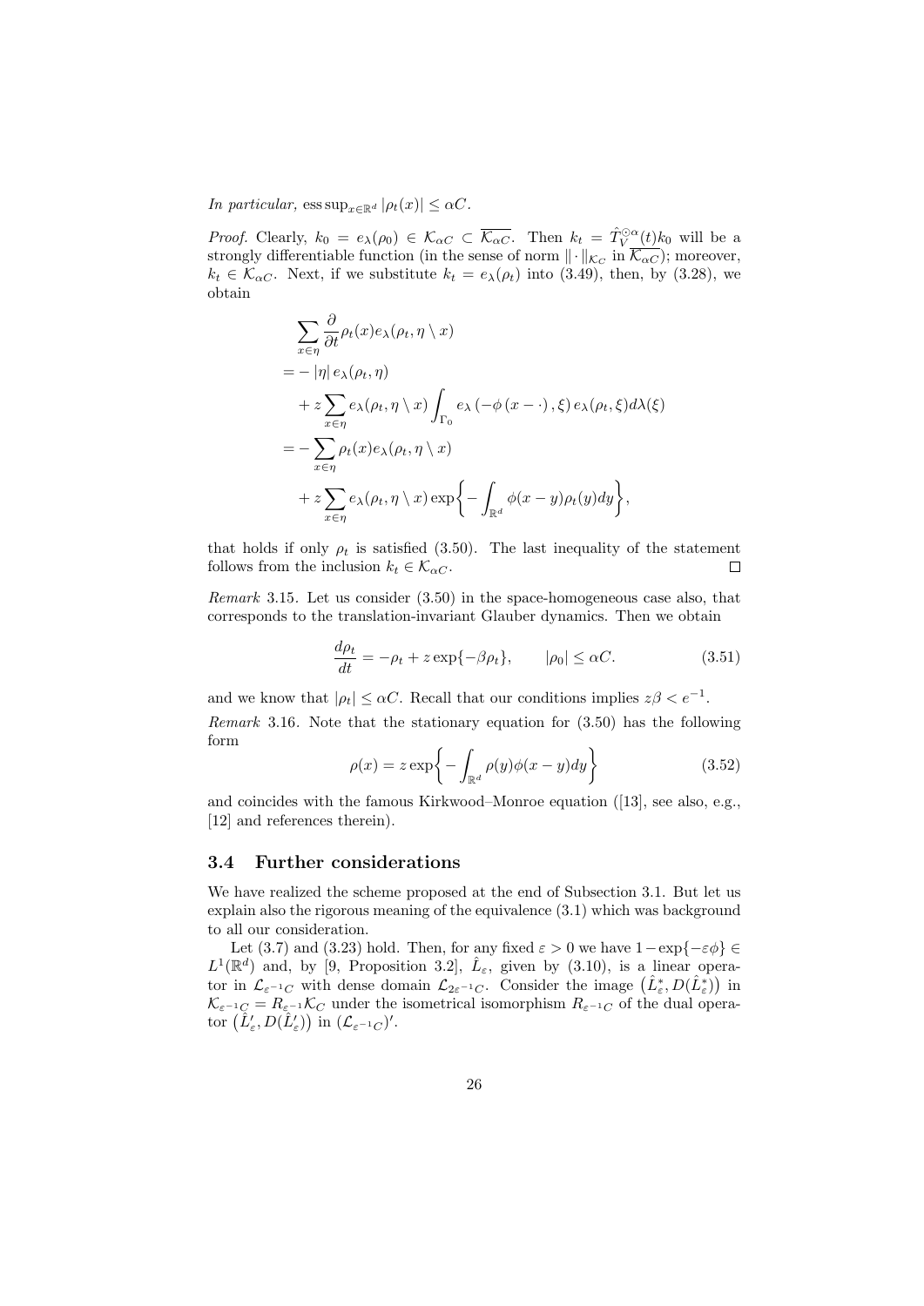*In particular,* $\operatorname{ess\,sup}_{x\in\mathbb{R}^d} |\rho_t(x)| \le \alpha C$.

*Proof.* Clearly, $k_0 = e_\lambda(\rho_0) \in \mathcal{K}_{\alpha C} \subset \overline{\mathcal{K}_{\alpha C}}$. Then $k_t = \hat{T}_V^{\odot\alpha}(t)k_0$ will be a strongly differentiable function (in the sense of norm $\|\cdot\|_{\mathcal{K}_C}$ in $\overline{\mathcal{K}_{\alpha C}}$); moreover, $k_t \in \mathcal{K}_{\alpha C}$. Next, if we substitute $k_t = e_\lambda(\rho_t)$ into (3.49), then, by (3.28), we obtain

$$
\begin{aligned}
&\sum_{x\in\eta} \frac{\partial}{\partial t}\rho_t(x) e_\lambda(\rho_t, \eta\setminus x)\\
&= -\,|\eta|\, e_\lambda(\rho_t,\eta)\\
&\quad + z\sum_{x\in\eta} e_\lambda(\rho_t,\eta\setminus x)\int_{\Gamma_0} e_\lambda\left(-\phi\left(x-\cdot\right),\xi\right) e_\lambda(\rho_t,\xi) d\lambda(\xi)\\
&= -\sum_{x\in\eta}\rho_t(x)e_\lambda(\rho_t,\eta\setminus x)\\
&\quad + z\sum_{x\in\eta} e_\lambda(\rho_t,\eta\setminus x)\exp\biggl\{-\int_{\mathbb{R}^d}\phi(x-y)\rho_t(y)dy\biggr\},
\end{aligned}
$$

that holds if only $\rho_t$ is satisfied (3.50). The last inequality of the statement follows from the inclusion $k_t \in \mathcal{K}_{\alpha C}$. $\square$

*Remark* 3.15. Let us consider (3.50) in the space-homogeneous case also, that corresponds to the translation-invariant Glauber dynamics. Then we obtain

$$
\frac{d\rho_t}{dt} = -\rho_t + z\exp\{-\beta\rho_t\}, \qquad |\rho_0| \le \alpha C. \tag{3.51}
$$

and we know that $|\rho_t| \le \alpha C$. Recall that our conditions implies $z\beta < e^{-1}$.

*Remark* 3.16. Note that the stationary equation for (3.50) has the following form

$$
\rho(x) = z\exp\biggl\{-\int_{\mathbb{R}^d}\rho(y)\phi(x-y)dy\biggr\} \tag{3.52}
$$

and coincides with the famous Kirkwood–Monroe equation ([13], see also, e.g., [12] and references therein).

### 3.4 Further considerations

We have realized the scheme proposed at the end of Subsection 3.1. But let us explain also the rigorous meaning of the equivalence (3.1) which was background to all our consideration.

Let (3.7) and (3.23) hold. Then, for any fixed $\varepsilon > 0$ we have $1-\exp\{-\varepsilon\phi\} \in L^1(\mathbb{R}^d)$ and, by [9, Proposition 3.2], $\hat{L}_\varepsilon$, given by (3.10), is a linear operator in $\mathcal{L}_{\varepsilon^{-1}C}$ with dense domain $\mathcal{L}_{2\varepsilon^{-1}C}$. Consider the image $\bigl(\hat{L}_\varepsilon^*, D(\hat{L}_\varepsilon^*)\bigr)$ in $\mathcal{K}_{\varepsilon^{-1}C} = R_{\varepsilon^{-1}}\mathcal{K}_C$ under the isometrical isomorphism $R_{\varepsilon^{-1}C}$ of the dual operator $\bigl(\hat{L}_\varepsilon', D(\hat{L}_\varepsilon')\bigr)$ in $(\mathcal{L}_{\varepsilon^{-1}C})'$.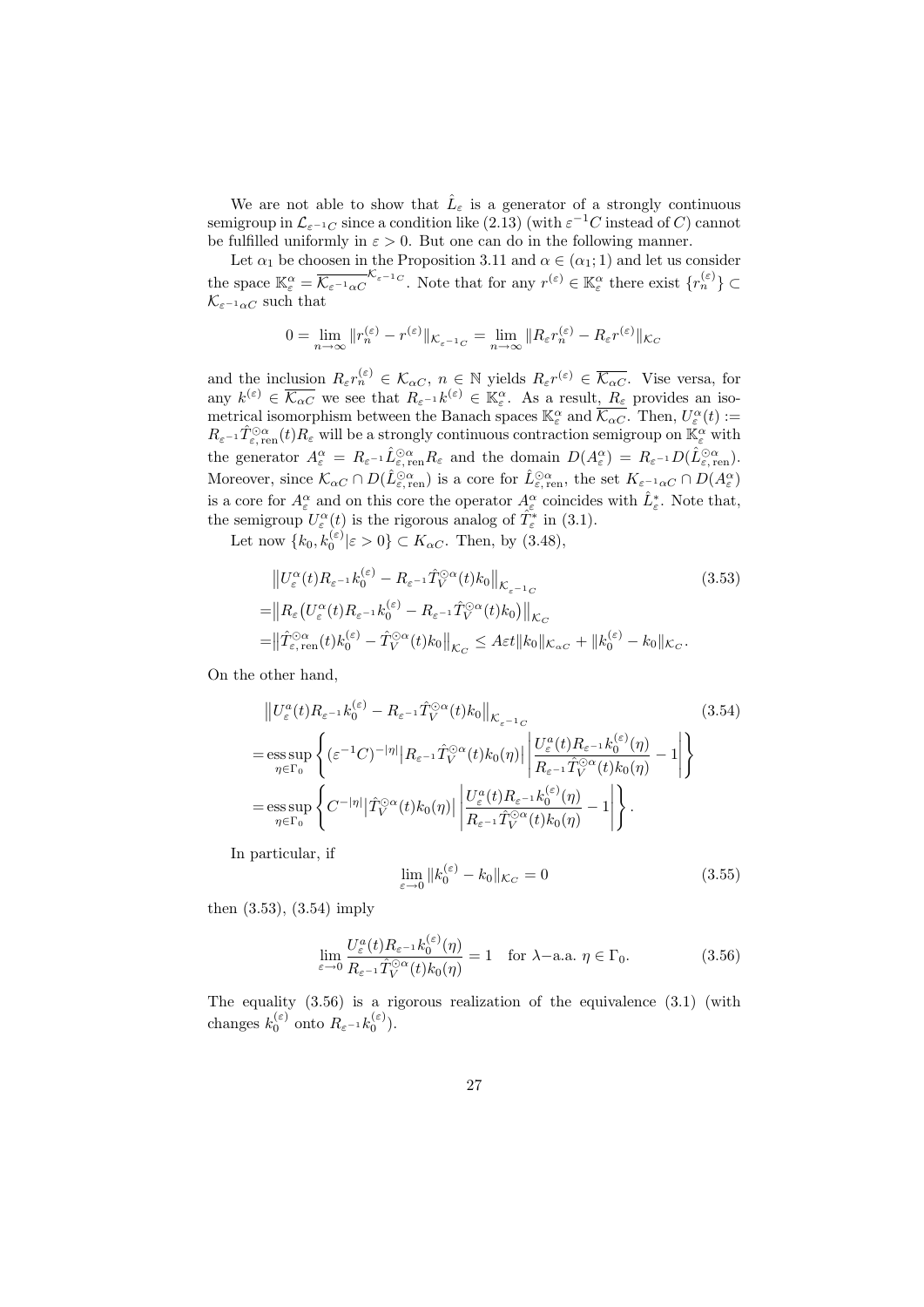We are not able to show that $\hat{L}_\varepsilon$ is a generator of a strongly continuous semigroup in $\mathcal{L}_{\varepsilon^{-1}C}$ since a condition like (2.13) (with $\varepsilon^{-1}C$ instead of $C$) cannot be fulfilled uniformly in $\varepsilon > 0$. But one can do in the following manner.

Let $\alpha_1$ be choosen in the Proposition 3.11 and $\alpha \in (\alpha_1; 1)$ and let us consider the space $\mathbb{K}_\varepsilon^\alpha = \overline{\mathcal{K}_{\varepsilon^{-1}\alpha C}}^{\mathcal{K}_{\varepsilon^{-1}C}}$. Note that for any $r^{(\varepsilon)} \in \mathbb{K}_\varepsilon^\alpha$ there exist $\{r_n^{(\varepsilon)}\} \subset \mathcal{K}_{\varepsilon^{-1}\alpha C}$ such that

$$0 = \lim_{n\to\infty} \|r_n^{(\varepsilon)} - r^{(\varepsilon)}\|_{\mathcal{K}_{\varepsilon^{-1}C}} = \lim_{n\to\infty} \|R_\varepsilon r_n^{(\varepsilon)} - R_\varepsilon r^{(\varepsilon)}\|_{\mathcal{K}_C}$$

and the inclusion $R_\varepsilon r_n^{(\varepsilon)} \in \mathcal{K}_{\alpha C}$, $n \in \mathbb{N}$ yields $R_\varepsilon r^{(\varepsilon)} \in \overline{\mathcal{K}_{\alpha C}}$. Vise versa, for any $k^{(\varepsilon)} \in \overline{\mathcal{K}_{\alpha C}}$ we see that $R_{\varepsilon^{-1}} k^{(\varepsilon)} \in \mathbb{K}_\varepsilon^\alpha$. As a result, $R_\varepsilon$ provides an isometrical isomorphism between the Banach spaces $\mathbb{K}_\varepsilon^\alpha$ and $\overline{\mathcal{K}_{\alpha C}}$. Then, $U_\varepsilon^\alpha(t) := R_{\varepsilon^{-1}} \hat{T}_{\varepsilon,\mathrm{ren}}^{\odot\alpha}(t) R_\varepsilon$ will be a strongly continuous contraction semigroup on $\mathbb{K}_\varepsilon^\alpha$ with the generator $A_\varepsilon^\alpha = R_{\varepsilon^{-1}} \hat{L}_{\varepsilon,\mathrm{ren}}^{\odot\alpha} R_\varepsilon$ and the domain $D(A_\varepsilon^\alpha) = R_{\varepsilon^{-1}} D(\hat{L}_{\varepsilon,\mathrm{ren}}^{\odot\alpha})$. Moreover, since $\mathcal{K}_{\alpha C} \cap D(\hat{L}_{\varepsilon,\mathrm{ren}}^{\odot\alpha})$ is a core for $\hat{L}_{\varepsilon,\mathrm{ren}}^{\odot\alpha}$, the set $K_{\varepsilon^{-1}\alpha C} \cap D(A_\varepsilon^\alpha)$ is a core for $A_\varepsilon^\alpha$ and on this core the operator $A_\varepsilon^\alpha$ coincides with $\hat{L}_\varepsilon^*$. Note that, the semigroup $U_\varepsilon^\alpha(t)$ is the rigorous analog of $\hat{T}_\varepsilon^*$ in (3.1).

Let now $\{k_0, k_0^{(\varepsilon)} | \varepsilon > 0\} \subset K_{\alpha C}$. Then, by (3.48),

$$\begin{aligned}
&\left\|U_\varepsilon^\alpha(t) R_{\varepsilon^{-1}} k_0^{(\varepsilon)} - R_{\varepsilon^{-1}} \hat{T}_V^{\odot\alpha}(t) k_0\right\|_{\mathcal{K}_{\varepsilon^{-1}C}} \qquad (3.53)\\
=&\left\|R_\varepsilon\big(U_\varepsilon^\alpha(t) R_{\varepsilon^{-1}} k_0^{(\varepsilon)} - R_{\varepsilon^{-1}} \hat{T}_V^{\odot\alpha}(t) k_0\big)\right\|_{\mathcal{K}_C}\\
=&\left\|\hat{T}_{\varepsilon,\mathrm{ren}}^{\odot\alpha}(t) k_0^{(\varepsilon)} - \hat{T}_V^{\odot\alpha}(t) k_0\right\|_{\mathcal{K}_C} \le A\varepsilon t \|k_0\|_{\mathcal{K}_{\alpha C}} + \|k_0^{(\varepsilon)} - k_0\|_{\mathcal{K}_C}.
\end{aligned}$$

On the other hand,

$$\begin{aligned}
&\left\|U_\varepsilon^\alpha(t) R_{\varepsilon^{-1}} k_0^{(\varepsilon)} - R_{\varepsilon^{-1}} \hat{T}_V^{\odot\alpha}(t) k_0\right\|_{\mathcal{K}_{\varepsilon^{-1}C}} \qquad (3.54)\\
=&\operatorname*{ess\,sup}_{\eta\in\Gamma_0} \left\{ (\varepsilon^{-1}C)^{-|\eta|} \left|R_{\varepsilon^{-1}} \hat{T}_V^{\odot\alpha}(t) k_0(\eta)\right| \left| \frac{U_\varepsilon^a(t) R_{\varepsilon^{-1}} k_0^{(\varepsilon)}(\eta)}{R_{\varepsilon^{-1}} \hat{T}_V^{\odot\alpha}(t) k_0(\eta)} - 1 \right| \right\}\\
=&\operatorname*{ess\,sup}_{\eta\in\Gamma_0} \left\{ C^{-|\eta|} \left|\hat{T}_V^{\odot\alpha}(t) k_0(\eta)\right| \left| \frac{U_\varepsilon^a(t) R_{\varepsilon^{-1}} k_0^{(\varepsilon)}(\eta)}{R_{\varepsilon^{-1}} \hat{T}_V^{\odot\alpha}(t) k_0(\eta)} - 1 \right| \right\}.
\end{aligned}$$

In particular, if

$$\lim_{\varepsilon\to 0} \|k_0^{(\varepsilon)} - k_0\|_{\mathcal{K}_C} = 0 \qquad (3.55)$$

then (3.53), (3.54) imply

$$\lim_{\varepsilon\to 0} \frac{U_\varepsilon^a(t) R_{\varepsilon^{-1}} k_0^{(\varepsilon)}(\eta)}{R_{\varepsilon^{-1}} \hat{T}_V^{\odot\alpha}(t) k_0(\eta)} = 1 \quad \text{for } \lambda\text{-a.a. } \eta \in \Gamma_0. \qquad (3.56)$$

The equality (3.56) is a rigorous realization of the equivalence (3.1) (with changes $k_0^{(\varepsilon)}$ onto $R_{\varepsilon^{-1}} k_0^{(\varepsilon)}$).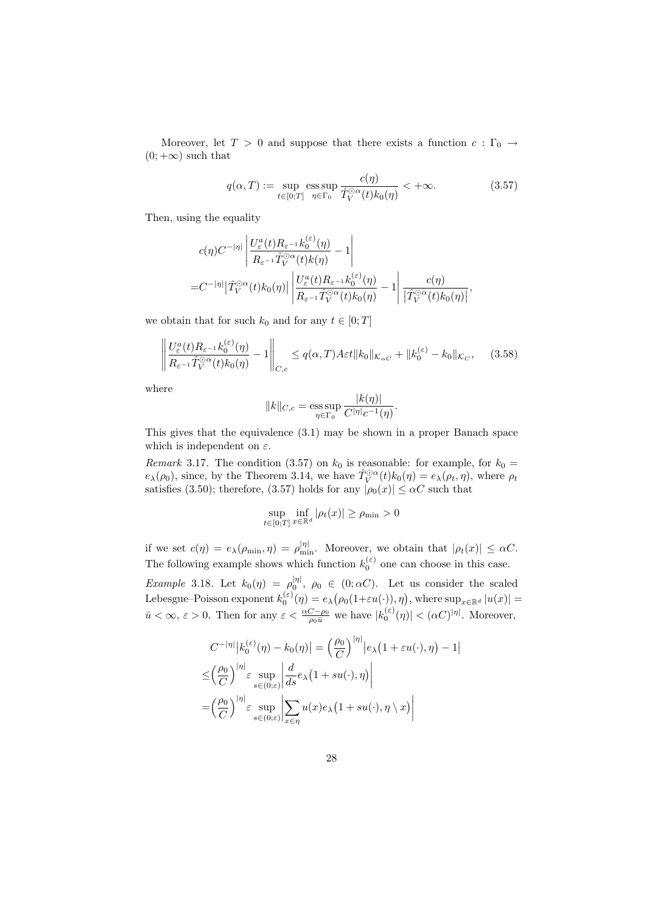Moreover, let $T > 0$ and suppose that there exists a function $c : \Gamma_0 \to (0; +\infty)$ such that

$$q(\alpha, T) := \sup_{t\in[0;T]} \operatorname*{ess\,sup}_{\eta\in\Gamma_0} \frac{c(\eta)}{\hat{T}_V^{\odot\alpha}(t)k_0(\eta)} < +\infty. \tag{3.57}$$

Then, using the equality

$$\begin{aligned}
&c(\eta)C^{-|\eta|}\left|\frac{U_\varepsilon^a(t)R_{\varepsilon^{-1}}k_0^{(\varepsilon)}(\eta)}{R_{\varepsilon^{-1}}\hat{T}_V^{\odot\alpha}(t)k(\eta)} - 1\right| \\
=&C^{-|\eta|}\big|\hat{T}_V^{\odot\alpha}(t)k_0(\eta)\big|\left|\frac{U_\varepsilon^a(t)R_{\varepsilon^{-1}}k_0^{(\varepsilon)}(\eta)}{R_{\varepsilon^{-1}}\hat{T}_V^{\odot\alpha}(t)k_0(\eta)} - 1\right|\frac{c(\eta)}{\big|\hat{T}_V^{\odot\alpha}(t)k_0(\eta)\big|},
\end{aligned}$$

we obtain that for such $k_0$ and for any $t \in [0; T]$

$$\left\|\frac{U_\varepsilon^a(t)R_{\varepsilon^{-1}}k_0^{(\varepsilon)}(\eta)}{R_{\varepsilon^{-1}}\hat{T}_V^{\odot\alpha}(t)k_0(\eta)} - 1\right\|_{C,c} \le q(\alpha,T)A\varepsilon t\|k_0\|_{\mathcal{K}_{\alpha C}} + \|k_0^{(\varepsilon)} - k_0\|_{\mathcal{K}_C}, \tag{3.58}$$

where

$$\|k\|_{C,c} = \operatorname*{ess\,sup}_{\eta\in\Gamma_0} \frac{|k(\eta)|}{C^{|\eta|}c^{-1}(\eta)}.$$

This gives that the equivalence (3.1) may be shown in a proper Banach space which is independent on $\varepsilon$.

*Remark* 3.17. The condition (3.57) on $k_0$ is reasonable: for example, for $k_0 = e_\lambda(\rho_0)$, since, by the Theorem 3.14, we have $\hat{T}_V^{\odot\alpha}(t)k_0(\eta) = e_\lambda(\rho_t, \eta)$, where $\rho_t$ satisfies (3.50); therefore, (3.57) holds for any $|\rho_0(x)| \le \alpha C$ such that

$$\sup_{t\in[0;T]} \inf_{x\in\mathbb{R}^d} |\rho_t(x)| \ge \rho_{\min} > 0$$

if we set $c(\eta) = e_\lambda(\rho_{\min}, \eta) = \rho_{\min}^{|\eta|}$. Moreover, we obtain that $|\rho_t(x)| \le \alpha C$. The following example shows which function $k_0^{(\varepsilon)}$ one can choose in this case.

*Example* 3.18. Let $k_0(\eta) = \rho_0^{|\eta|}$, $\rho_0 \in (0; \alpha C)$. Let us consider the scaled Lebesgue–Poisson exponent $k_0^{(\varepsilon)}(\eta) = e_\lambda\big(\rho_0(1+\varepsilon u(\cdot)), \eta\big)$, where $\sup_{x\in\mathbb{R}^d} |u(x)| = \bar{u} < \infty$, $\varepsilon > 0$. Then for any $\varepsilon < \frac{\alpha C - \rho_0}{\rho_0 \bar{u}}$ we have $|k_0^{(\varepsilon)}(\eta)| < (\alpha C)^{|\eta|}$. Moreover,

$$\begin{aligned}
&C^{-|\eta|}\big|k_0^{(\varepsilon)}(\eta) - k_0(\eta)\big| = \Big(\frac{\rho_0}{C}\Big)^{|\eta|}\big|e_\lambda\big(1+\varepsilon u(\cdot), \eta\big) - 1\big| \\
\le&\Big(\frac{\rho_0}{C}\Big)^{|\eta|}\varepsilon \sup_{s\in(0;\varepsilon)}\left|\frac{d}{ds}e_\lambda\big(1+su(\cdot), \eta\big)\right| \\
=&\Big(\frac{\rho_0}{C}\Big)^{|\eta|}\varepsilon \sup_{s\in(0;\varepsilon)}\left|\sum_{x\in\eta} u(x)e_\lambda\big(1+su(\cdot), \eta\setminus x\big)\right|
\end{aligned}$$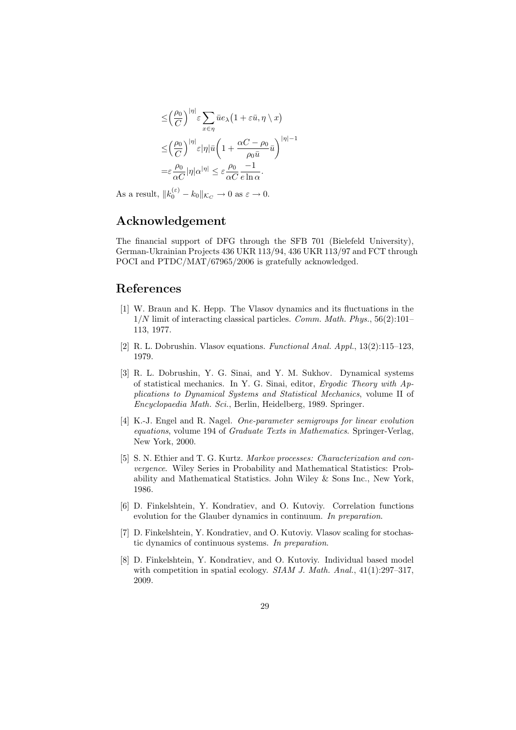$$
\begin{aligned}
&\leq \Big(\frac{\rho_0}{C}\Big)^{|\eta|} \varepsilon \sum_{x\in\eta} \bar{u} e_\lambda\big(1+\varepsilon\bar{u}, \eta\setminus x\big) \\
&\leq \Big(\frac{\rho_0}{C}\Big)^{|\eta|} \varepsilon |\eta| \bar{u} \bigg(1+\frac{\alpha C-\rho_0}{\rho_0 \bar{u}}\bar{u}\bigg)^{|\eta|-1} \\
&= \varepsilon \frac{\rho_0}{\alpha C} |\eta| \alpha^{|\eta|} \leq \varepsilon \frac{\rho_0}{\alpha C} \frac{-1}{e \ln \alpha}.
\end{aligned}
$$

As a result, $\|k_0^{(\varepsilon)} - k_0\|_{\mathcal{K}_C} \to 0$ as $\varepsilon \to 0$.

## Acknowledgement

The financial support of DFG through the SFB 701 (Bielefeld University), German-Ukrainian Projects 436 UKR 113/94, 436 UKR 113/97 and FCT through POCI and PTDC/MAT/67965/2006 is gratefully acknowledged.

## References

[1] W. Braun and K. Hepp. The Vlasov dynamics and its fluctuations in the $1/N$ limit of interacting classical particles. *Comm. Math. Phys.*, 56(2):101–113, 1977.

[2] R. L. Dobrushin. Vlasov equations. *Functional Anal. Appl.*, 13(2):115–123, 1979.

[3] R. L. Dobrushin, Y. G. Sinai, and Y. M. Sukhov. Dynamical systems of statistical mechanics. In Y. G. Sinai, editor, *Ergodic Theory with Applications to Dynamical Systems and Statistical Mechanics*, volume II of *Encyclopaedia Math. Sci.*, Berlin, Heidelberg, 1989. Springer.

[4] K.-J. Engel and R. Nagel. *One-parameter semigroups for linear evolution equations*, volume 194 of *Graduate Texts in Mathematics*. Springer-Verlag, New York, 2000.

[5] S. N. Ethier and T. G. Kurtz. *Markov processes: Characterization and convergence*. Wiley Series in Probability and Mathematical Statistics: Probability and Mathematical Statistics. John Wiley & Sons Inc., New York, 1986.

[6] D. Finkelshtein, Y. Kondratiev, and O. Kutoviy. Correlation functions evolution for the Glauber dynamics in continuum. *In preparation*.

[7] D. Finkelshtein, Y. Kondratiev, and O. Kutoviy. Vlasov scaling for stochastic dynamics of continuous systems. *In preparation*.

[8] D. Finkelshtein, Y. Kondratiev, and O. Kutoviy. Individual based model with competition in spatial ecology. *SIAM J. Math. Anal.*, 41(1):297–317, 2009.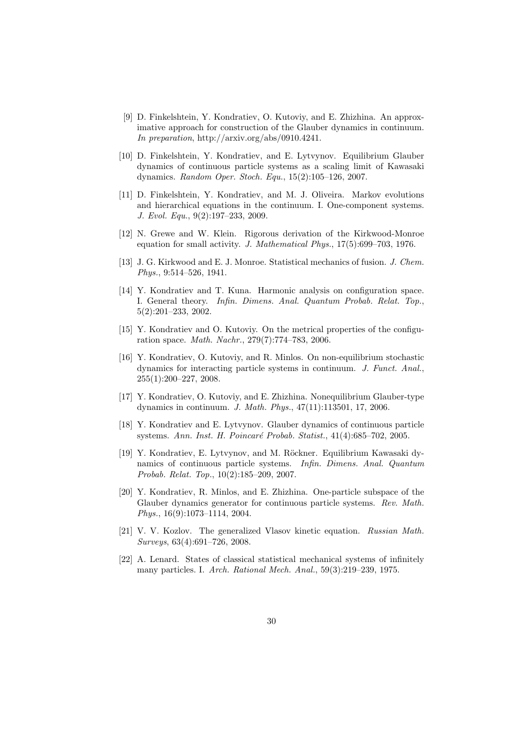[9] D. Finkelshtein, Y. Kondratiev, O. Kutoviy, and E. Zhizhina. An approximative approach for construction of the Glauber dynamics in continuum. *In preparation*, http://arxiv.org/abs/0910.4241.

[10] D. Finkelshtein, Y. Kondratiev, and E. Lytvynov. Equilibrium Glauber dynamics of continuous particle systems as a scaling limit of Kawasaki dynamics. *Random Oper. Stoch. Equ.*, 15(2):105–126, 2007.

[11] D. Finkelshtein, Y. Kondratiev, and M. J. Oliveira. Markov evolutions and hierarchical equations in the continuum. I. One-component systems. *J. Evol. Equ.*, 9(2):197–233, 2009.

[12] N. Grewe and W. Klein. Rigorous derivation of the Kirkwood-Monroe equation for small activity. *J. Mathematical Phys.*, 17(5):699–703, 1976.

[13] J. G. Kirkwood and E. J. Monroe. Statistical mechanics of fusion. *J. Chem. Phys.*, 9:514–526, 1941.

[14] Y. Kondratiev and T. Kuna. Harmonic analysis on configuration space. I. General theory. *Infin. Dimens. Anal. Quantum Probab. Relat. Top.*, 5(2):201–233, 2002.

[15] Y. Kondratiev and O. Kutoviy. On the metrical properties of the configuration space. *Math. Nachr.*, 279(7):774–783, 2006.

[16] Y. Kondratiev, O. Kutoviy, and R. Minlos. On non-equilibrium stochastic dynamics for interacting particle systems in continuum. *J. Funct. Anal.*, 255(1):200–227, 2008.

[17] Y. Kondratiev, O. Kutoviy, and E. Zhizhina. Nonequilibrium Glauber-type dynamics in continuum. *J. Math. Phys.*, 47(11):113501, 17, 2006.

[18] Y. Kondratiev and E. Lytvynov. Glauber dynamics of continuous particle systems. *Ann. Inst. H. Poincaré Probab. Statist.*, 41(4):685–702, 2005.

[19] Y. Kondratiev, E. Lytvynov, and M. Röckner. Equilibrium Kawasaki dynamics of continuous particle systems. *Infin. Dimens. Anal. Quantum Probab. Relat. Top.*, 10(2):185–209, 2007.

[20] Y. Kondratiev, R. Minlos, and E. Zhizhina. One-particle subspace of the Glauber dynamics generator for continuous particle systems. *Rev. Math. Phys.*, 16(9):1073–1114, 2004.

[21] V. V. Kozlov. The generalized Vlasov kinetic equation. *Russian Math. Surveys*, 63(4):691–726, 2008.

[22] A. Lenard. States of classical statistical mechanical systems of infinitely many particles. I. *Arch. Rational Mech. Anal.*, 59(3):219–239, 1975.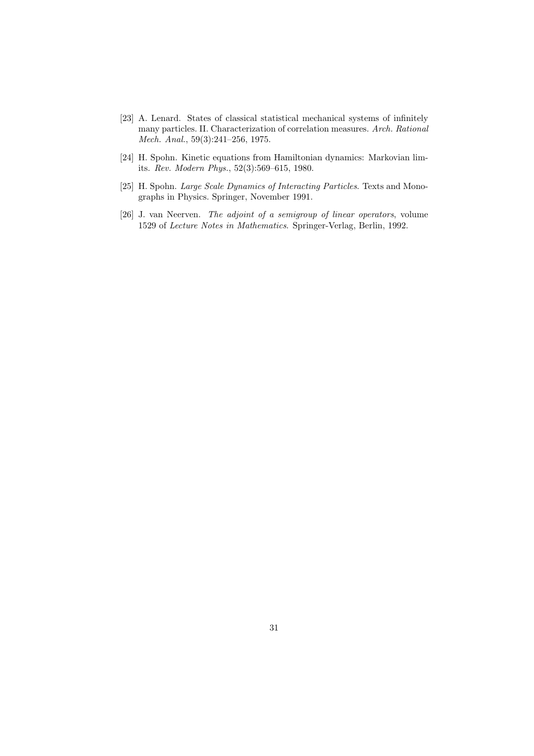[23] A. Lenard. States of classical statistical mechanical systems of infinitely many particles. II. Characterization of correlation measures. *Arch. Rational Mech. Anal.*, 59(3):241–256, 1975.

[24] H. Spohn. Kinetic equations from Hamiltonian dynamics: Markovian limits. *Rev. Modern Phys.*, 52(3):569–615, 1980.

[25] H. Spohn. *Large Scale Dynamics of Interacting Particles*. Texts and Monographs in Physics. Springer, November 1991.

[26] J. van Neerven. *The adjoint of a semigroup of linear operators*, volume 1529 of *Lecture Notes in Mathematics*. Springer-Verlag, Berlin, 1992.